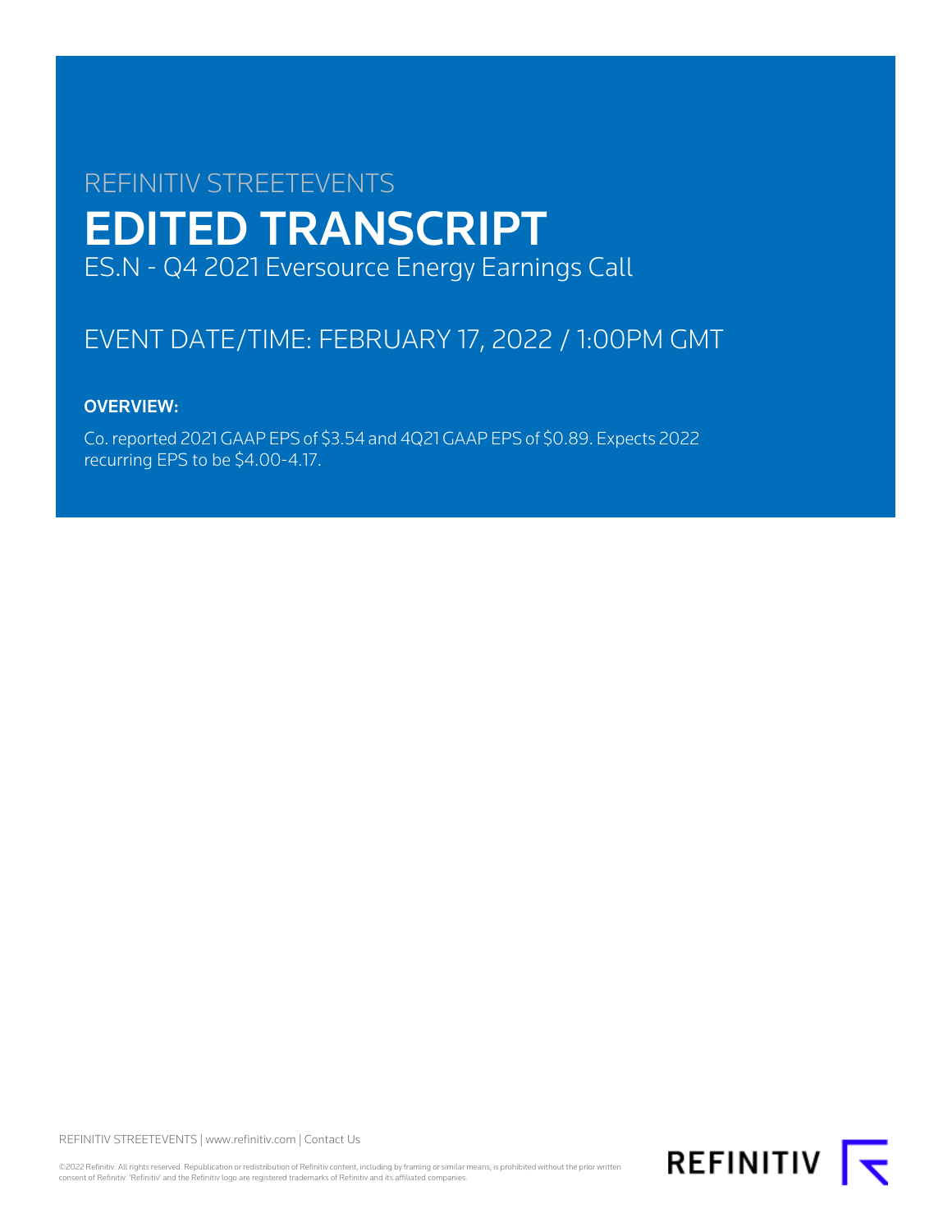REFINITIV STREETEVENTS

# EDITED TRANSCRIPT

ES.N - Q4 2021 Eversource Energy Earnings Call

## EVENT DATE/TIME: FEBRUARY 17, 2022 / 1:00PM GMT

**OVERVIEW:**

Co. reported 2021 GAAP EPS of $3.54 and 4Q21 GAAP EPS of $0.89. Expects 2022 recurring EPS to be $4.00-4.17.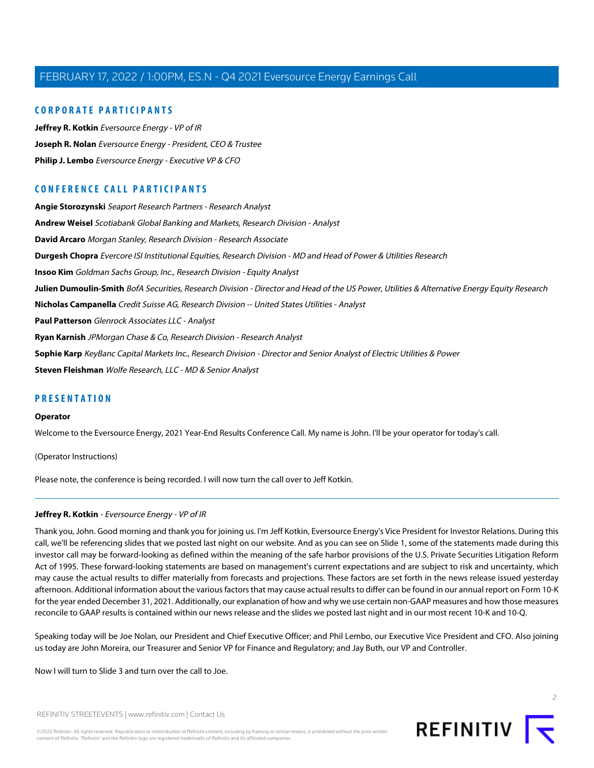## CORPORATE PARTICIPANTS

**Jeffrey R. Kotkin** *Eversource Energy - VP of IR*

**Joseph R. Nolan** *Eversource Energy - President, CEO & Trustee*

**Philip J. Lembo** *Eversource Energy - Executive VP & CFO*

## CONFERENCE CALL PARTICIPANTS

**Angie Storozynski** *Seaport Research Partners - Research Analyst*

**Andrew Weisel** *Scotiabank Global Banking and Markets, Research Division - Analyst*

**David Arcaro** *Morgan Stanley, Research Division - Research Associate*

**Durgesh Chopra** *Evercore ISI Institutional Equities, Research Division - MD and Head of Power & Utilities Research*

**Insoo Kim** *Goldman Sachs Group, Inc., Research Division - Equity Analyst*

**Julien Dumoulin-Smith** *BofA Securities, Research Division - Director and Head of the US Power, Utilities & Alternative Energy Equity Research*

**Nicholas Campanella** *Credit Suisse AG, Research Division -- United States Utilities - Analyst*

**Paul Patterson** *Glenrock Associates LLC - Analyst*

**Ryan Karnish** *JPMorgan Chase & Co, Research Division - Research Analyst*

**Sophie Karp** *KeyBanc Capital Markets Inc., Research Division - Director and Senior Analyst of Electric Utilities & Power*

**Steven Fleishman** *Wolfe Research, LLC - MD & Senior Analyst*

## PRESENTATION

**Operator**

Welcome to the Eversource Energy, 2021 Year-End Results Conference Call. My name is John. I'll be your operator for today's call.

(Operator Instructions)

Please note, the conference is being recorded. I will now turn the call over to Jeff Kotkin.

---

**Jeffrey R. Kotkin** - *Eversource Energy - VP of IR*

Thank you, John. Good morning and thank you for joining us. I'm Jeff Kotkin, Eversource Energy's Vice President for Investor Relations. During this call, we'll be referencing slides that we posted last night on our website. And as you can see on Slide 1, some of the statements made during this investor call may be forward-looking as defined within the meaning of the safe harbor provisions of the U.S. Private Securities Litigation Reform Act of 1995. These forward-looking statements are based on management's current expectations and are subject to risk and uncertainty, which may cause the actual results to differ materially from forecasts and projections. These factors are set forth in the news release issued yesterday afternoon. Additional information about the various factors that may cause actual results to differ can be found in our annual report on Form 10-K for the year ended December 31, 2021. Additionally, our explanation of how and why we use certain non-GAAP measures and how those measures reconcile to GAAP results is contained within our news release and the slides we posted last night and in our most recent 10-K and 10-Q.

Speaking today will be Joe Nolan, our President and Chief Executive Officer; and Phil Lembo, our Executive Vice President and CFO. Also joining us today are John Moreira, our Treasurer and Senior VP for Finance and Regulatory; and Jay Buth, our VP and Controller.

Now I will turn to Slide 3 and turn over the call to Joe.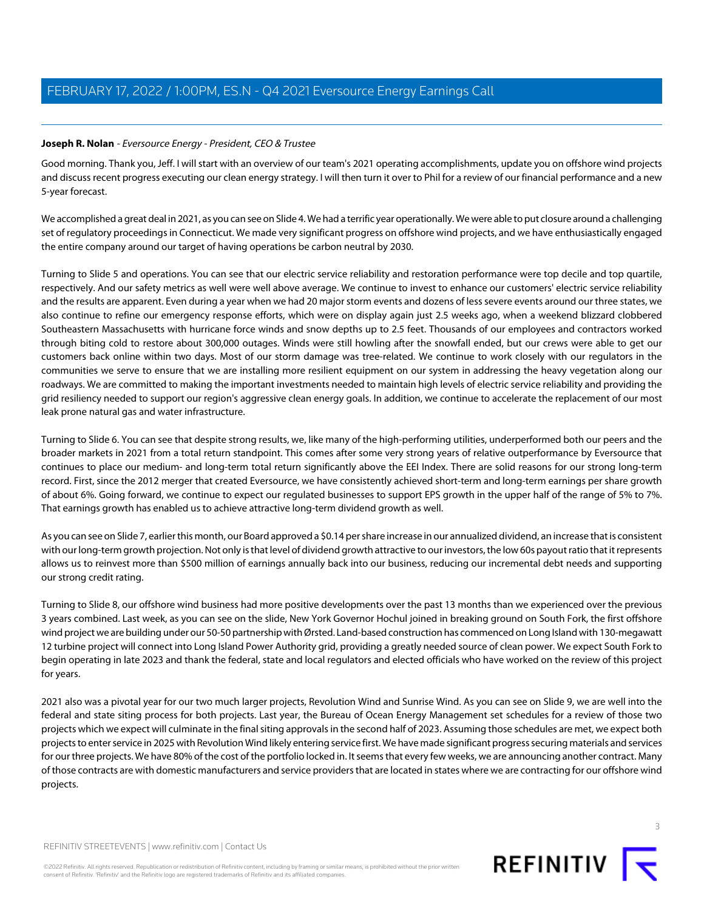**Joseph R. Nolan** - *Eversource Energy - President, CEO & Trustee*

Good morning. Thank you, Jeff. I will start with an overview of our team's 2021 operating accomplishments, update you on offshore wind projects and discuss recent progress executing our clean energy strategy. I will then turn it over to Phil for a review of our financial performance and a new 5-year forecast.

We accomplished a great deal in 2021, as you can see on Slide 4. We had a terrific year operationally. We were able to put closure around a challenging set of regulatory proceedings in Connecticut. We made very significant progress on offshore wind projects, and we have enthusiastically engaged the entire company around our target of having operations be carbon neutral by 2030.

Turning to Slide 5 and operations. You can see that our electric service reliability and restoration performance were top decile and top quartile, respectively. And our safety metrics as well were well above average. We continue to invest to enhance our customers' electric service reliability and the results are apparent. Even during a year when we had 20 major storm events and dozens of less severe events around our three states, we also continue to refine our emergency response efforts, which were on display again just 2.5 weeks ago, when a weekend blizzard clobbered Southeastern Massachusetts with hurricane force winds and snow depths up to 2.5 feet. Thousands of our employees and contractors worked through biting cold to restore about 300,000 outages. Winds were still howling after the snowfall ended, but our crews were able to get our customers back online within two days. Most of our storm damage was tree-related. We continue to work closely with our regulators in the communities we serve to ensure that we are installing more resilient equipment on our system in addressing the heavy vegetation along our roadways. We are committed to making the important investments needed to maintain high levels of electric service reliability and providing the grid resiliency needed to support our region's aggressive clean energy goals. In addition, we continue to accelerate the replacement of our most leak prone natural gas and water infrastructure.

Turning to Slide 6. You can see that despite strong results, we, like many of the high-performing utilities, underperformed both our peers and the broader markets in 2021 from a total return standpoint. This comes after some very strong years of relative outperformance by Eversource that continues to place our medium- and long-term total return significantly above the EEI Index. There are solid reasons for our strong long-term record. First, since the 2012 merger that created Eversource, we have consistently achieved short-term and long-term earnings per share growth of about 6%. Going forward, we continue to expect our regulated businesses to support EPS growth in the upper half of the range of 5% to 7%. That earnings growth has enabled us to achieve attractive long-term dividend growth as well.

As you can see on Slide 7, earlier this month, our Board approved a $0.14 per share increase in our annualized dividend, an increase that is consistent with our long-term growth projection. Not only is that level of dividend growth attractive to our investors, the low 60s payout ratio that it represents allows us to reinvest more than $500 million of earnings annually back into our business, reducing our incremental debt needs and supporting our strong credit rating.

Turning to Slide 8, our offshore wind business had more positive developments over the past 13 months than we experienced over the previous 3 years combined. Last week, as you can see on the slide, New York Governor Hochul joined in breaking ground on South Fork, the first offshore wind project we are building under our 50-50 partnership with Ørsted. Land-based construction has commenced on Long Island with 130-megawatt 12 turbine project will connect into Long Island Power Authority grid, providing a greatly needed source of clean power. We expect South Fork to begin operating in late 2023 and thank the federal, state and local regulators and elected officials who have worked on the review of this project for years.

2021 also was a pivotal year for our two much larger projects, Revolution Wind and Sunrise Wind. As you can see on Slide 9, we are well into the federal and state siting process for both projects. Last year, the Bureau of Ocean Energy Management set schedules for a review of those two projects which we expect will culminate in the final siting approvals in the second half of 2023. Assuming those schedules are met, we expect both projects to enter service in 2025 with Revolution Wind likely entering service first. We have made significant progress securing materials and services for our three projects. We have 80% of the cost of the portfolio locked in. It seems that every few weeks, we are announcing another contract. Many of those contracts are with domestic manufacturers and service providers that are located in states where we are contracting for our offshore wind projects.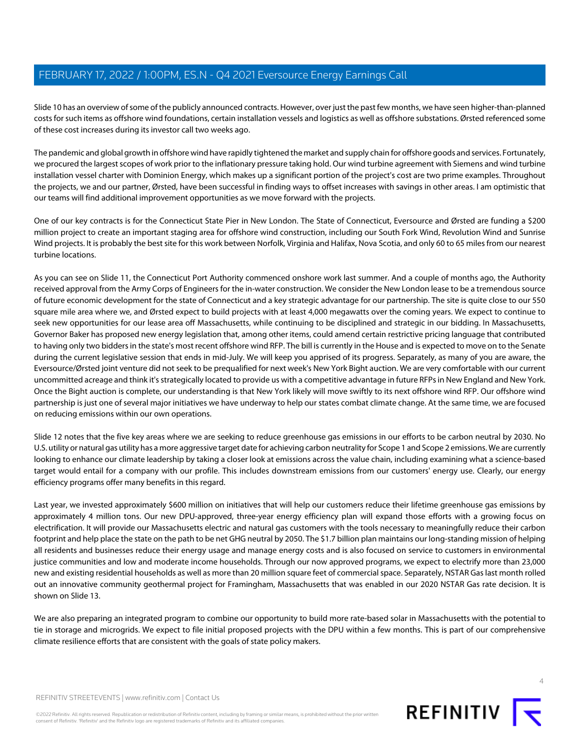Slide 10 has an overview of some of the publicly announced contracts. However, over just the past few months, we have seen higher-than-planned costs for such items as offshore wind foundations, certain installation vessels and logistics as well as offshore substations. Ørsted referenced some of these cost increases during its investor call two weeks ago.

The pandemic and global growth in offshore wind have rapidly tightened the market and supply chain for offshore goods and services. Fortunately, we procured the largest scopes of work prior to the inflationary pressure taking hold. Our wind turbine agreement with Siemens and wind turbine installation vessel charter with Dominion Energy, which makes up a significant portion of the project's cost are two prime examples. Throughout the projects, we and our partner, Ørsted, have been successful in finding ways to offset increases with savings in other areas. I am optimistic that our teams will find additional improvement opportunities as we move forward with the projects.

One of our key contracts is for the Connecticut State Pier in New London. The State of Connecticut, Eversource and Ørsted are funding a $200 million project to create an important staging area for offshore wind construction, including our South Fork Wind, Revolution Wind and Sunrise Wind projects. It is probably the best site for this work between Norfolk, Virginia and Halifax, Nova Scotia, and only 60 to 65 miles from our nearest turbine locations.

As you can see on Slide 11, the Connecticut Port Authority commenced onshore work last summer. And a couple of months ago, the Authority received approval from the Army Corps of Engineers for the in-water construction. We consider the New London lease to be a tremendous source of future economic development for the state of Connecticut and a key strategic advantage for our partnership. The site is quite close to our 550 square mile area where we, and Ørsted expect to build projects with at least 4,000 megawatts over the coming years. We expect to continue to seek new opportunities for our lease area off Massachusetts, while continuing to be disciplined and strategic in our bidding. In Massachusetts, Governor Baker has proposed new energy legislation that, among other items, could amend certain restrictive pricing language that contributed to having only two bidders in the state's most recent offshore wind RFP. The bill is currently in the House and is expected to move on to the Senate during the current legislative session that ends in mid-July. We will keep you apprised of its progress. Separately, as many of you are aware, the Eversource/Ørsted joint venture did not seek to be prequalified for next week's New York Bight auction. We are very comfortable with our current uncommitted acreage and think it's strategically located to provide us with a competitive advantage in future RFPs in New England and New York. Once the Bight auction is complete, our understanding is that New York likely will move swiftly to its next offshore wind RFP. Our offshore wind partnership is just one of several major initiatives we have underway to help our states combat climate change. At the same time, we are focused on reducing emissions within our own operations.

Slide 12 notes that the five key areas where we are seeking to reduce greenhouse gas emissions in our efforts to be carbon neutral by 2030. No U.S. utility or natural gas utility has a more aggressive target date for achieving carbon neutrality for Scope 1 and Scope 2 emissions. We are currently looking to enhance our climate leadership by taking a closer look at emissions across the value chain, including examining what a science-based target would entail for a company with our profile. This includes downstream emissions from our customers' energy use. Clearly, our energy efficiency programs offer many benefits in this regard.

Last year, we invested approximately $600 million on initiatives that will help our customers reduce their lifetime greenhouse gas emissions by approximately 4 million tons. Our new DPU-approved, three-year energy efficiency plan will expand those efforts with a growing focus on electrification. It will provide our Massachusetts electric and natural gas customers with the tools necessary to meaningfully reduce their carbon footprint and help place the state on the path to be net GHG neutral by 2050. The $1.7 billion plan maintains our long-standing mission of helping all residents and businesses reduce their energy usage and manage energy costs and is also focused on service to customers in environmental justice communities and low and moderate income households. Through our now approved programs, we expect to electrify more than 23,000 new and existing residential households as well as more than 20 million square feet of commercial space. Separately, NSTAR Gas last month rolled out an innovative community geothermal project for Framingham, Massachusetts that was enabled in our 2020 NSTAR Gas rate decision. It is shown on Slide 13.

We are also preparing an integrated program to combine our opportunity to build more rate-based solar in Massachusetts with the potential to tie in storage and microgrids. We expect to file initial proposed projects with the DPU within a few months. This is part of our comprehensive climate resilience efforts that are consistent with the goals of state policy makers.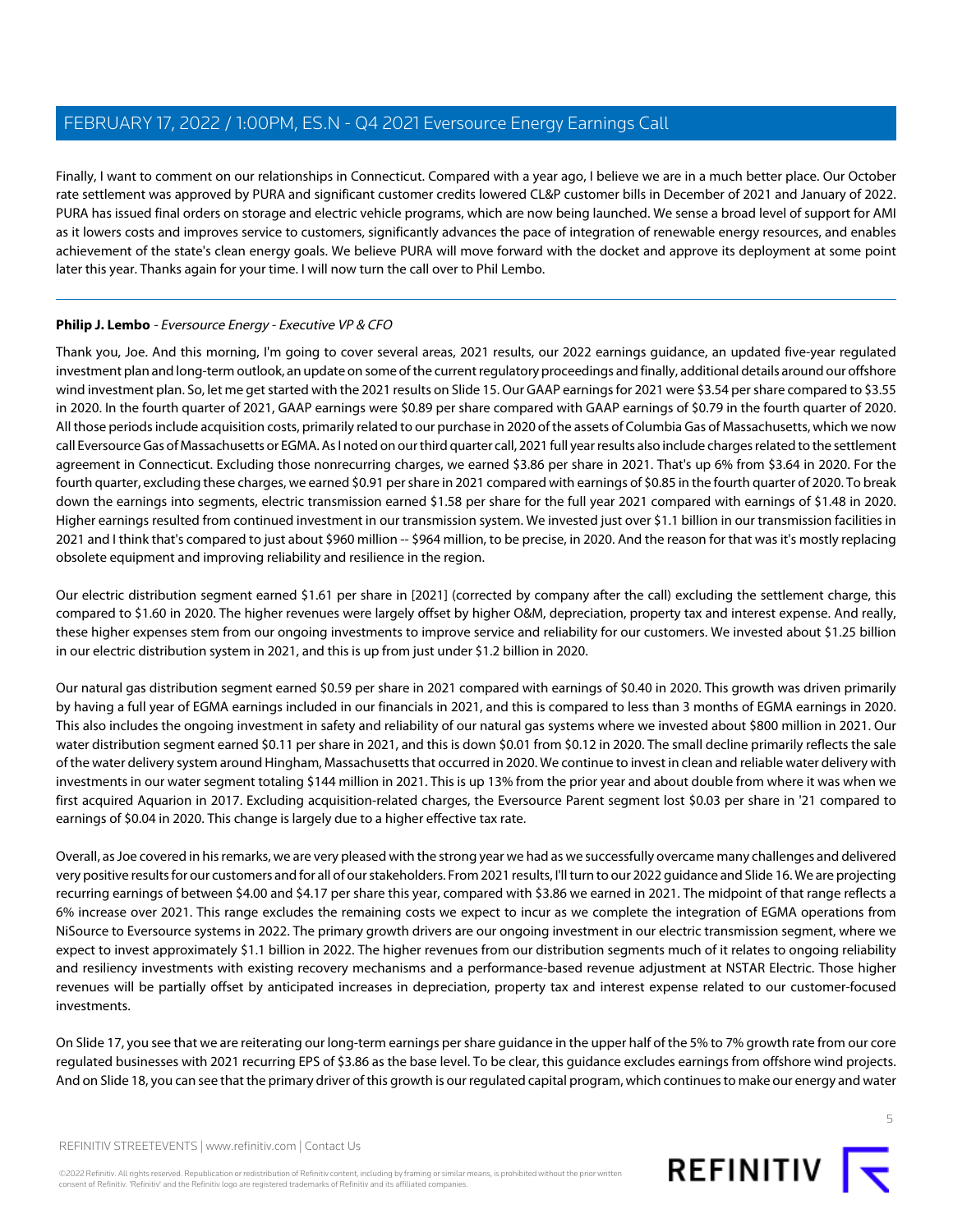Finally, I want to comment on our relationships in Connecticut. Compared with a year ago, I believe we are in a much better place. Our October rate settlement was approved by PURA and significant customer credits lowered CL&P customer bills in December of 2021 and January of 2022. PURA has issued final orders on storage and electric vehicle programs, which are now being launched. We sense a broad level of support for AMI as it lowers costs and improves service to customers, significantly advances the pace of integration of renewable energy resources, and enables achievement of the state's clean energy goals. We believe PURA will move forward with the docket and approve its deployment at some point later this year. Thanks again for your time. I will now turn the call over to Phil Lembo.

**Philip J. Lembo** - *Eversource Energy - Executive VP & CFO*

Thank you, Joe. And this morning, I'm going to cover several areas, 2021 results, our 2022 earnings guidance, an updated five-year regulated investment plan and long-term outlook, an update on some of the current regulatory proceedings and finally, additional details around our offshore wind investment plan. So, let me get started with the 2021 results on Slide 15. Our GAAP earnings for 2021 were $3.54 per share compared to $3.55 in 2020. In the fourth quarter of 2021, GAAP earnings were $0.89 per share compared with GAAP earnings of $0.79 in the fourth quarter of 2020. All those periods include acquisition costs, primarily related to our purchase in 2020 of the assets of Columbia Gas of Massachusetts, which we now call Eversource Gas of Massachusetts or EGMA. As I noted on our third quarter call, 2021 full year results also include charges related to the settlement agreement in Connecticut. Excluding those nonrecurring charges, we earned $3.86 per share in 2021. That's up 6% from $3.64 in 2020. For the fourth quarter, excluding these charges, we earned $0.91 per share in 2021 compared with earnings of $0.85 in the fourth quarter of 2020. To break down the earnings into segments, electric transmission earned $1.58 per share for the full year 2021 compared with earnings of $1.48 in 2020. Higher earnings resulted from continued investment in our transmission system. We invested just over $1.1 billion in our transmission facilities in 2021 and I think that's compared to just about $960 million -- $964 million, to be precise, in 2020. And the reason for that was it's mostly replacing obsolete equipment and improving reliability and resilience in the region.

Our electric distribution segment earned $1.61 per share in [2021] (corrected by company after the call) excluding the settlement charge, this compared to $1.60 in 2020. The higher revenues were largely offset by higher O&M, depreciation, property tax and interest expense. And really, these higher expenses stem from our ongoing investments to improve service and reliability for our customers. We invested about $1.25 billion in our electric distribution system in 2021, and this is up from just under $1.2 billion in 2020.

Our natural gas distribution segment earned $0.59 per share in 2021 compared with earnings of $0.40 in 2020. This growth was driven primarily by having a full year of EGMA earnings included in our financials in 2021, and this is compared to less than 3 months of EGMA earnings in 2020. This also includes the ongoing investment in safety and reliability of our natural gas systems where we invested about $800 million in 2021. Our water distribution segment earned $0.11 per share in 2021, and this is down $0.01 from $0.12 in 2020. The small decline primarily reflects the sale of the water delivery system around Hingham, Massachusetts that occurred in 2020. We continue to invest in clean and reliable water delivery with investments in our water segment totaling $144 million in 2021. This is up 13% from the prior year and about double from where it was when we first acquired Aquarion in 2017. Excluding acquisition-related charges, the Eversource Parent segment lost $0.03 per share in '21 compared to earnings of $0.04 in 2020. This change is largely due to a higher effective tax rate.

Overall, as Joe covered in his remarks, we are very pleased with the strong year we had as we successfully overcame many challenges and delivered very positive results for our customers and for all of our stakeholders. From 2021 results, I'll turn to our 2022 guidance and Slide 16. We are projecting recurring earnings of between $4.00 and $4.17 per share this year, compared with $3.86 we earned in 2021. The midpoint of that range reflects a 6% increase over 2021. This range excludes the remaining costs we expect to incur as we complete the integration of EGMA operations from NiSource to Eversource systems in 2022. The primary growth drivers are our ongoing investment in our electric transmission segment, where we expect to invest approximately $1.1 billion in 2022. The higher revenues from our distribution segments much of it relates to ongoing reliability and resiliency investments with existing recovery mechanisms and a performance-based revenue adjustment at NSTAR Electric. Those higher revenues will be partially offset by anticipated increases in depreciation, property tax and interest expense related to our customer-focused investments.

On Slide 17, you see that we are reiterating our long-term earnings per share guidance in the upper half of the 5% to 7% growth rate from our core regulated businesses with 2021 recurring EPS of $3.86 as the base level. To be clear, this guidance excludes earnings from offshore wind projects. And on Slide 18, you can see that the primary driver of this growth is our regulated capital program, which continues to make our energy and water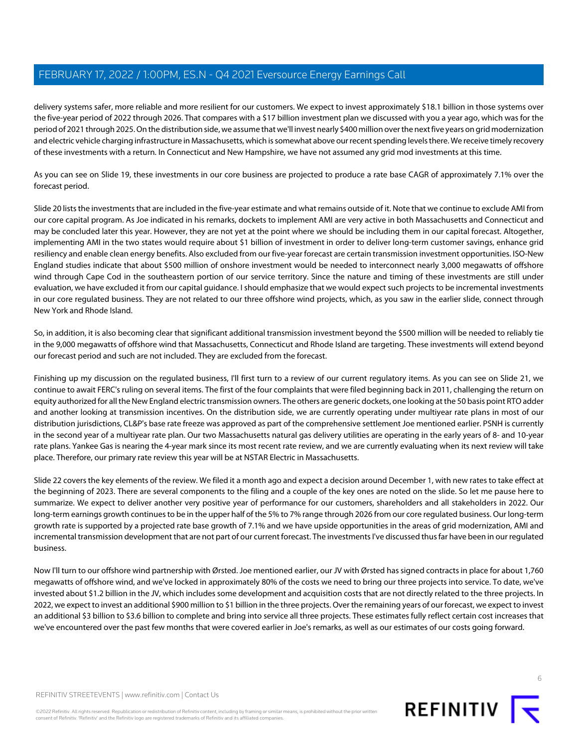delivery systems safer, more reliable and more resilient for our customers. We expect to invest approximately $18.1 billion in those systems over the five-year period of 2022 through 2026. That compares with a $17 billion investment plan we discussed with you a year ago, which was for the period of 2021 through 2025. On the distribution side, we assume that we'll invest nearly $400 million over the next five years on grid modernization and electric vehicle charging infrastructure in Massachusetts, which is somewhat above our recent spending levels there. We receive timely recovery of these investments with a return. In Connecticut and New Hampshire, we have not assumed any grid mod investments at this time.

As you can see on Slide 19, these investments in our core business are projected to produce a rate base CAGR of approximately 7.1% over the forecast period.

Slide 20 lists the investments that are included in the five-year estimate and what remains outside of it. Note that we continue to exclude AMI from our core capital program. As Joe indicated in his remarks, dockets to implement AMI are very active in both Massachusetts and Connecticut and may be concluded later this year. However, they are not yet at the point where we should be including them in our capital forecast. Altogether, implementing AMI in the two states would require about $1 billion of investment in order to deliver long-term customer savings, enhance grid resiliency and enable clean energy benefits. Also excluded from our five-year forecast are certain transmission investment opportunities. ISO-New England studies indicate that about $500 million of onshore investment would be needed to interconnect nearly 3,000 megawatts of offshore wind through Cape Cod in the southeastern portion of our service territory. Since the nature and timing of these investments are still under evaluation, we have excluded it from our capital guidance. I should emphasize that we would expect such projects to be incremental investments in our core regulated business. They are not related to our three offshore wind projects, which, as you saw in the earlier slide, connect through New York and Rhode Island.

So, in addition, it is also becoming clear that significant additional transmission investment beyond the $500 million will be needed to reliably tie in the 9,000 megawatts of offshore wind that Massachusetts, Connecticut and Rhode Island are targeting. These investments will extend beyond our forecast period and such are not included. They are excluded from the forecast.

Finishing up my discussion on the regulated business, I'll first turn to a review of our current regulatory items. As you can see on Slide 21, we continue to await FERC's ruling on several items. The first of the four complaints that were filed beginning back in 2011, challenging the return on equity authorized for all the New England electric transmission owners. The others are generic dockets, one looking at the 50 basis point RTO adder and another looking at transmission incentives. On the distribution side, we are currently operating under multiyear rate plans in most of our distribution jurisdictions, CL&P's base rate freeze was approved as part of the comprehensive settlement Joe mentioned earlier. PSNH is currently in the second year of a multiyear rate plan. Our two Massachusetts natural gas delivery utilities are operating in the early years of 8- and 10-year rate plans. Yankee Gas is nearing the 4-year mark since its most recent rate review, and we are currently evaluating when its next review will take place. Therefore, our primary rate review this year will be at NSTAR Electric in Massachusetts.

Slide 22 covers the key elements of the review. We filed it a month ago and expect a decision around December 1, with new rates to take effect at the beginning of 2023. There are several components to the filing and a couple of the key ones are noted on the slide. So let me pause here to summarize. We expect to deliver another very positive year of performance for our customers, shareholders and all stakeholders in 2022. Our long-term earnings growth continues to be in the upper half of the 5% to 7% range through 2026 from our core regulated business. Our long-term growth rate is supported by a projected rate base growth of 7.1% and we have upside opportunities in the areas of grid modernization, AMI and incremental transmission development that are not part of our current forecast. The investments I've discussed thus far have been in our regulated business.

Now I'll turn to our offshore wind partnership with Ørsted. Joe mentioned earlier, our JV with Ørsted has signed contracts in place for about 1,760 megawatts of offshore wind, and we've locked in approximately 80% of the costs we need to bring our three projects into service. To date, we've invested about $1.2 billion in the JV, which includes some development and acquisition costs that are not directly related to the three projects. In 2022, we expect to invest an additional $900 million to $1 billion in the three projects. Over the remaining years of our forecast, we expect to invest an additional $3 billion to $3.6 billion to complete and bring into service all three projects. These estimates fully reflect certain cost increases that we've encountered over the past few months that were covered earlier in Joe's remarks, as well as our estimates of our costs going forward.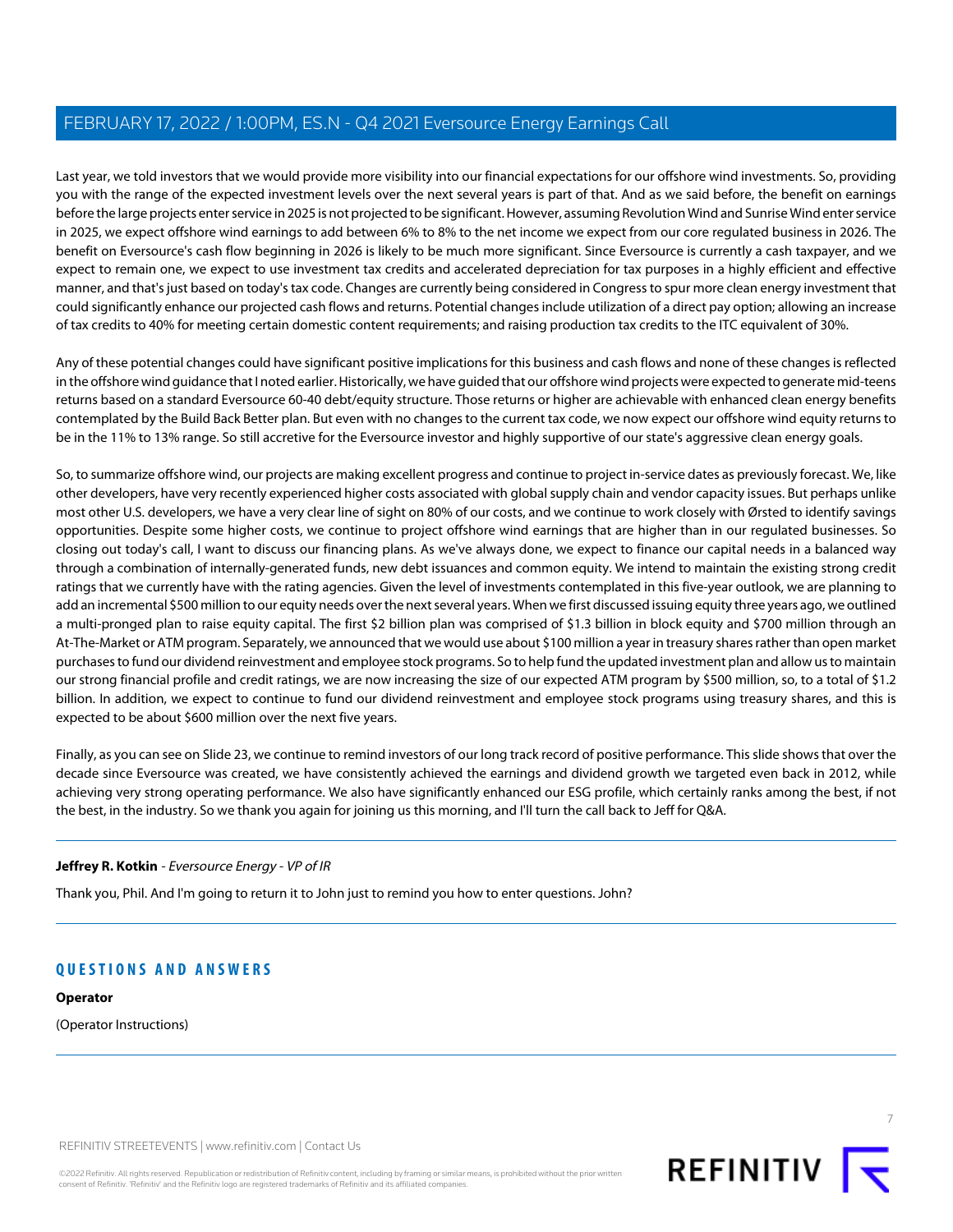Last year, we told investors that we would provide more visibility into our financial expectations for our offshore wind investments. So, providing you with the range of the expected investment levels over the next several years is part of that. And as we said before, the benefit on earnings before the large projects enter service in 2025 is not projected to be significant. However, assuming Revolution Wind and Sunrise Wind enter service in 2025, we expect offshore wind earnings to add between 6% to 8% to the net income we expect from our core regulated business in 2026. The benefit on Eversource's cash flow beginning in 2026 is likely to be much more significant. Since Eversource is currently a cash taxpayer, and we expect to remain one, we expect to use investment tax credits and accelerated depreciation for tax purposes in a highly efficient and effective manner, and that's just based on today's tax code. Changes are currently being considered in Congress to spur more clean energy investment that could significantly enhance our projected cash flows and returns. Potential changes include utilization of a direct pay option; allowing an increase of tax credits to 40% for meeting certain domestic content requirements; and raising production tax credits to the ITC equivalent of 30%.

Any of these potential changes could have significant positive implications for this business and cash flows and none of these changes is reflected in the offshore wind guidance that I noted earlier. Historically, we have guided that our offshore wind projects were expected to generate mid-teens returns based on a standard Eversource 60-40 debt/equity structure. Those returns or higher are achievable with enhanced clean energy benefits contemplated by the Build Back Better plan. But even with no changes to the current tax code, we now expect our offshore wind equity returns to be in the 11% to 13% range. So still accretive for the Eversource investor and highly supportive of our state's aggressive clean energy goals.

So, to summarize offshore wind, our projects are making excellent progress and continue to project in-service dates as previously forecast. We, like other developers, have very recently experienced higher costs associated with global supply chain and vendor capacity issues. But perhaps unlike most other U.S. developers, we have a very clear line of sight on 80% of our costs, and we continue to work closely with Ørsted to identify savings opportunities. Despite some higher costs, we continue to project offshore wind earnings that are higher than in our regulated businesses. So closing out today's call, I want to discuss our financing plans. As we've always done, we expect to finance our capital needs in a balanced way through a combination of internally-generated funds, new debt issuances and common equity. We intend to maintain the existing strong credit ratings that we currently have with the rating agencies. Given the level of investments contemplated in this five-year outlook, we are planning to add an incremental $500 million to our equity needs over the next several years. When we first discussed issuing equity three years ago, we outlined a multi-pronged plan to raise equity capital. The first $2 billion plan was comprised of $1.3 billion in block equity and $700 million through an At-The-Market or ATM program. Separately, we announced that we would use about $100 million a year in treasury shares rather than open market purchases to fund our dividend reinvestment and employee stock programs. So to help fund the updated investment plan and allow us to maintain our strong financial profile and credit ratings, we are now increasing the size of our expected ATM program by $500 million, so, to a total of $1.2 billion. In addition, we expect to continue to fund our dividend reinvestment and employee stock programs using treasury shares, and this is expected to be about $600 million over the next five years.

Finally, as you can see on Slide 23, we continue to remind investors of our long track record of positive performance. This slide shows that over the decade since Eversource was created, we have consistently achieved the earnings and dividend growth we targeted even back in 2012, while achieving very strong operating performance. We also have significantly enhanced our ESG profile, which certainly ranks among the best, if not the best, in the industry. So we thank you again for joining us this morning, and I'll turn the call back to Jeff for Q&A.

---

**Jeffrey R. Kotkin** - *Eversource Energy - VP of IR*

Thank you, Phil. And I'm going to return it to John just to remind you how to enter questions. John?

---

## QUESTIONS AND ANSWERS

**Operator**

(Operator Instructions)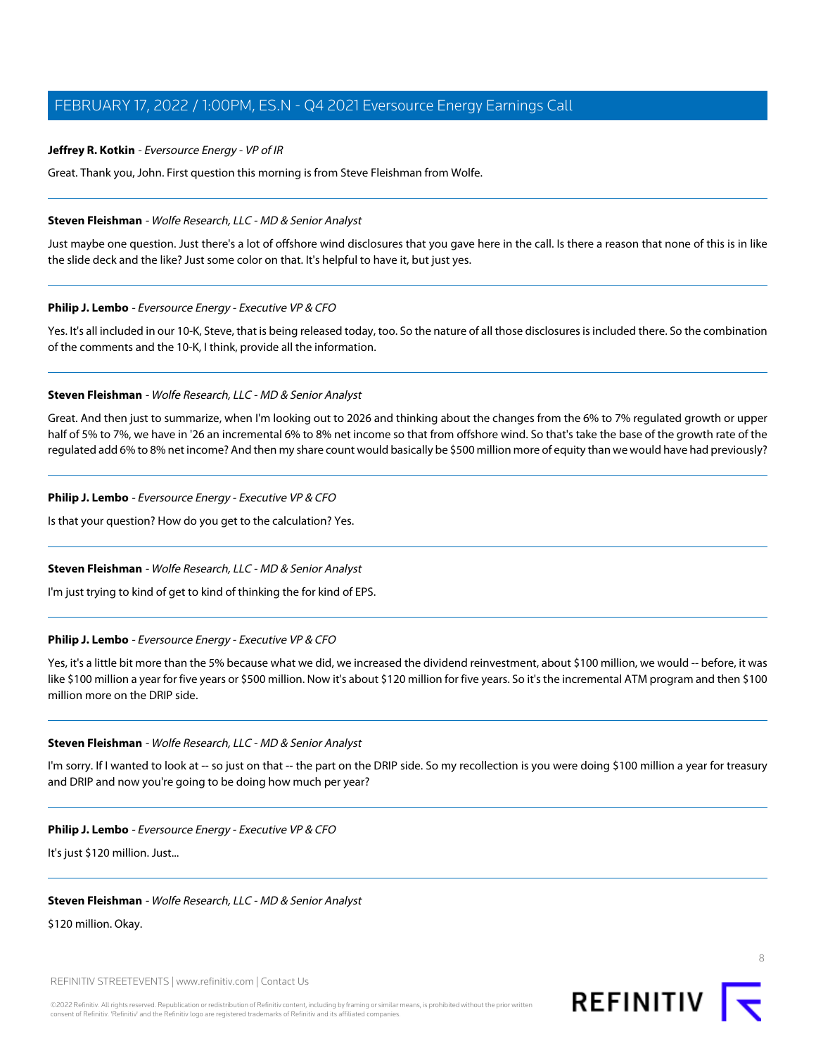**Jeffrey R. Kotkin** - *Eversource Energy - VP of IR*

Great. Thank you, John. First question this morning is from Steve Fleishman from Wolfe.

---

**Steven Fleishman** - *Wolfe Research, LLC - MD & Senior Analyst*

Just maybe one question. Just there's a lot of offshore wind disclosures that you gave here in the call. Is there a reason that none of this is in like the slide deck and the like? Just some color on that. It's helpful to have it, but just yes.

---

**Philip J. Lembo** - *Eversource Energy - Executive VP & CFO*

Yes. It's all included in our 10-K, Steve, that is being released today, too. So the nature of all those disclosures is included there. So the combination of the comments and the 10-K, I think, provide all the information.

---

**Steven Fleishman** - *Wolfe Research, LLC - MD & Senior Analyst*

Great. And then just to summarize, when I'm looking out to 2026 and thinking about the changes from the 6% to 7% regulated growth or upper half of 5% to 7%, we have in '26 an incremental 6% to 8% net income so that from offshore wind. So that's take the base of the growth rate of the regulated add 6% to 8% net income? And then my share count would basically be $500 million more of equity than we would have had previously?

---

**Philip J. Lembo** - *Eversource Energy - Executive VP & CFO*

Is that your question? How do you get to the calculation? Yes.

---

**Steven Fleishman** - *Wolfe Research, LLC - MD & Senior Analyst*

I'm just trying to kind of get to kind of thinking the for kind of EPS.

---

**Philip J. Lembo** - *Eversource Energy - Executive VP & CFO*

Yes, it's a little bit more than the 5% because what we did, we increased the dividend reinvestment, about $100 million, we would -- before, it was like $100 million a year for five years or $500 million. Now it's about $120 million for five years. So it's the incremental ATM program and then $100 million more on the DRIP side.

---

**Steven Fleishman** - *Wolfe Research, LLC - MD & Senior Analyst*

I'm sorry. If I wanted to look at -- so just on that -- the part on the DRIP side. So my recollection is you were doing $100 million a year for treasury and DRIP and now you're going to be doing how much per year?

---

**Philip J. Lembo** - *Eversource Energy - Executive VP & CFO*

It's just $120 million. Just...

---

**Steven Fleishman** - *Wolfe Research, LLC - MD & Senior Analyst*

$120 million. Okay.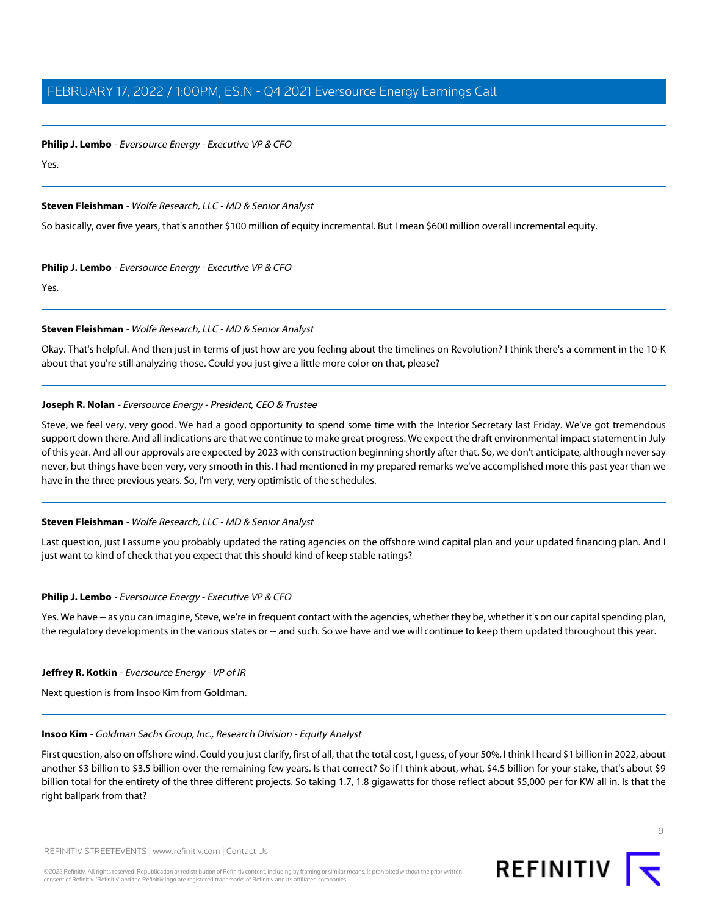**Philip J. Lembo** - *Eversource Energy - Executive VP & CFO*

Yes.

---

**Steven Fleishman** - *Wolfe Research, LLC - MD & Senior Analyst*

So basically, over five years, that's another $100 million of equity incremental. But I mean $600 million overall incremental equity.

---

**Philip J. Lembo** - *Eversource Energy - Executive VP & CFO*

Yes.

---

**Steven Fleishman** - *Wolfe Research, LLC - MD & Senior Analyst*

Okay. That's helpful. And then just in terms of just how are you feeling about the timelines on Revolution? I think there's a comment in the 10-K about that you're still analyzing those. Could you just give a little more color on that, please?

---

**Joseph R. Nolan** - *Eversource Energy - President, CEO & Trustee*

Steve, we feel very, very good. We had a good opportunity to spend some time with the Interior Secretary last Friday. We've got tremendous support down there. And all indications are that we continue to make great progress. We expect the draft environmental impact statement in July of this year. And all our approvals are expected by 2023 with construction beginning shortly after that. So, we don't anticipate, although never say never, but things have been very, very smooth in this. I had mentioned in my prepared remarks we've accomplished more this past year than we have in the three previous years. So, I'm very, very optimistic of the schedules.

---

**Steven Fleishman** - *Wolfe Research, LLC - MD & Senior Analyst*

Last question, just I assume you probably updated the rating agencies on the offshore wind capital plan and your updated financing plan. And I just want to kind of check that you expect that this should kind of keep stable ratings?

---

**Philip J. Lembo** - *Eversource Energy - Executive VP & CFO*

Yes. We have -- as you can imagine, Steve, we're in frequent contact with the agencies, whether they be, whether it's on our capital spending plan, the regulatory developments in the various states or -- and such. So we have and we will continue to keep them updated throughout this year.

---

**Jeffrey R. Kotkin** - *Eversource Energy - VP of IR*

Next question is from Insoo Kim from Goldman.

---

**Insoo Kim** - *Goldman Sachs Group, Inc., Research Division - Equity Analyst*

First question, also on offshore wind. Could you just clarify, first of all, that the total cost, I guess, of your 50%, I think I heard $1 billion in 2022, about another $3 billion to $3.5 billion over the remaining few years. Is that correct? So if I think about, what, $4.5 billion for your stake, that's about $9 billion total for the entirety of the three different projects. So taking 1.7, 1.8 gigawatts for those reflect about $5,000 per for KW all in. Is that the right ballpark from that?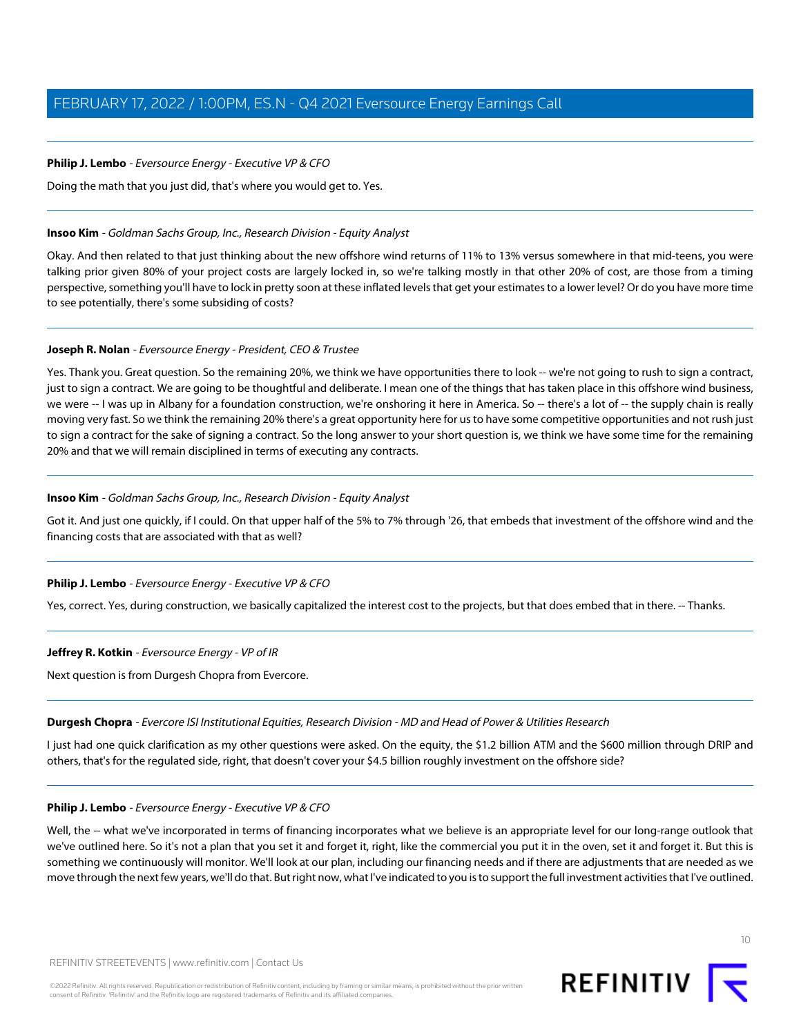**Philip J. Lembo** - *Eversource Energy - Executive VP & CFO*

Doing the math that you just did, that's where you would get to. Yes.

---

**Insoo Kim** - *Goldman Sachs Group, Inc., Research Division - Equity Analyst*

Okay. And then related to that just thinking about the new offshore wind returns of 11% to 13% versus somewhere in that mid-teens, you were talking prior given 80% of your project costs are largely locked in, so we're talking mostly in that other 20% of cost, are those from a timing perspective, something you'll have to lock in pretty soon at these inflated levels that get your estimates to a lower level? Or do you have more time to see potentially, there's some subsiding of costs?

---

**Joseph R. Nolan** - *Eversource Energy - President, CEO & Trustee*

Yes. Thank you. Great question. So the remaining 20%, we think we have opportunities there to look -- we're not going to rush to sign a contract, just to sign a contract. We are going to be thoughtful and deliberate. I mean one of the things that has taken place in this offshore wind business, we were -- I was up in Albany for a foundation construction, we're onshoring it here in America. So -- there's a lot of -- the supply chain is really moving very fast. So we think the remaining 20% there's a great opportunity here for us to have some competitive opportunities and not rush just to sign a contract for the sake of signing a contract. So the long answer to your short question is, we think we have some time for the remaining 20% and that we will remain disciplined in terms of executing any contracts.

---

**Insoo Kim** - *Goldman Sachs Group, Inc., Research Division - Equity Analyst*

Got it. And just one quickly, if I could. On that upper half of the 5% to 7% through '26, that embeds that investment of the offshore wind and the financing costs that are associated with that as well?

---

**Philip J. Lembo** - *Eversource Energy - Executive VP & CFO*

Yes, correct. Yes, during construction, we basically capitalized the interest cost to the projects, but that does embed that in there. -- Thanks.

---

**Jeffrey R. Kotkin** - *Eversource Energy - VP of IR*

Next question is from Durgesh Chopra from Evercore.

---

**Durgesh Chopra** - *Evercore ISI Institutional Equities, Research Division - MD and Head of Power & Utilities Research*

I just had one quick clarification as my other questions were asked. On the equity, the $1.2 billion ATM and the $600 million through DRIP and others, that's for the regulated side, right, that doesn't cover your $4.5 billion roughly investment on the offshore side?

---

**Philip J. Lembo** - *Eversource Energy - Executive VP & CFO*

Well, the -- what we've incorporated in terms of financing incorporates what we believe is an appropriate level for our long-range outlook that we've outlined here. So it's not a plan that you set it and forget it, right, like the commercial you put it in the oven, set it and forget it. But this is something we continuously will monitor. We'll look at our plan, including our financing needs and if there are adjustments that are needed as we move through the next few years, we'll do that. But right now, what I've indicated to you is to support the full investment activities that I've outlined.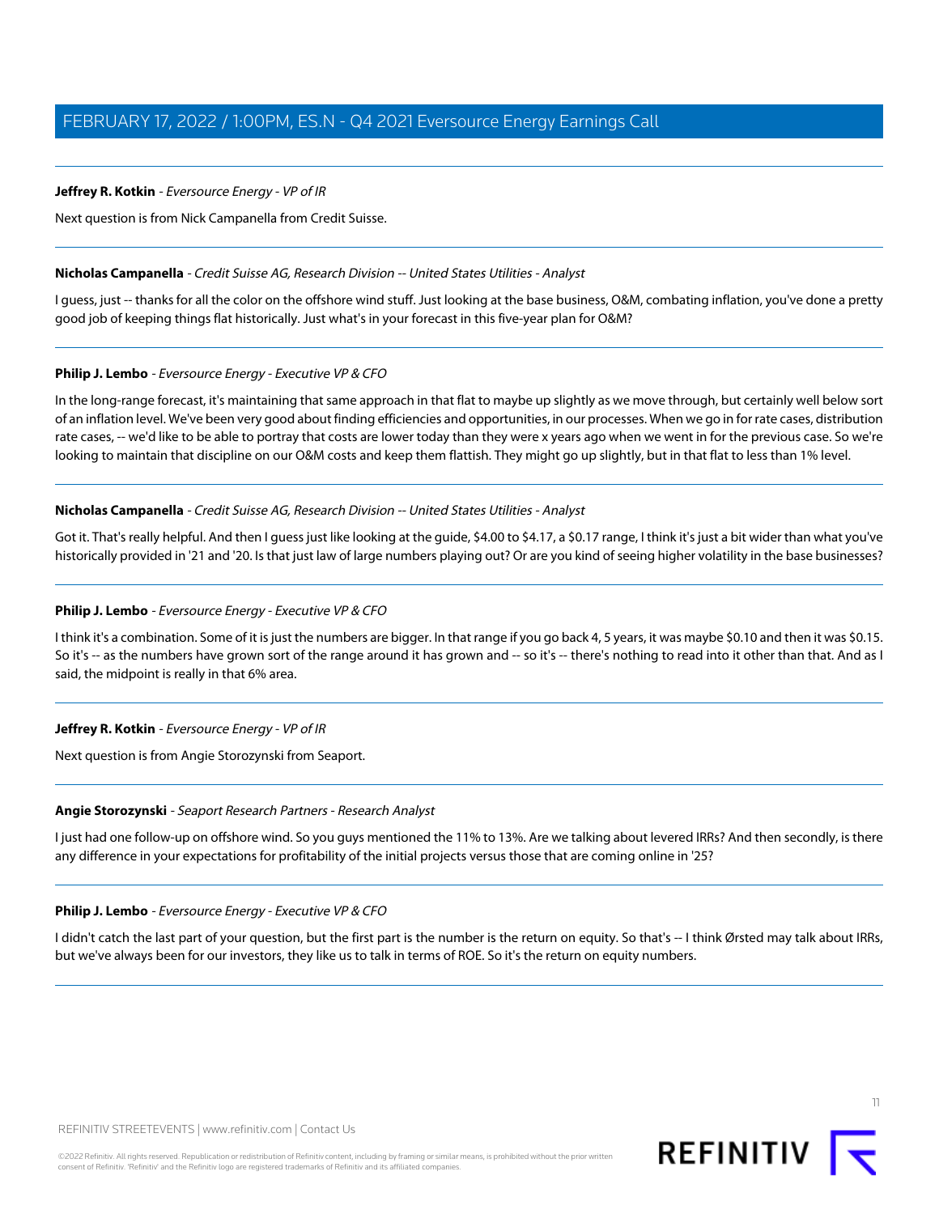**Jeffrey R. Kotkin** - *Eversource Energy - VP of IR*

Next question is from Nick Campanella from Credit Suisse.

---

**Nicholas Campanella** - *Credit Suisse AG, Research Division -- United States Utilities - Analyst*

I guess, just -- thanks for all the color on the offshore wind stuff. Just looking at the base business, O&M, combating inflation, you've done a pretty good job of keeping things flat historically. Just what's in your forecast in this five-year plan for O&M?

---

**Philip J. Lembo** - *Eversource Energy - Executive VP & CFO*

In the long-range forecast, it's maintaining that same approach in that flat to maybe up slightly as we move through, but certainly well below sort of an inflation level. We've been very good about finding efficiencies and opportunities, in our processes. When we go in for rate cases, distribution rate cases, -- we'd like to be able to portray that costs are lower today than they were x years ago when we went in for the previous case. So we're looking to maintain that discipline on our O&M costs and keep them flattish. They might go up slightly, but in that flat to less than 1% level.

---

**Nicholas Campanella** - *Credit Suisse AG, Research Division -- United States Utilities - Analyst*

Got it. That's really helpful. And then I guess just like looking at the guide, $4.00 to $4.17, a $0.17 range, I think it's just a bit wider than what you've historically provided in '21 and '20. Is that just law of large numbers playing out? Or are you kind of seeing higher volatility in the base businesses?

---

**Philip J. Lembo** - *Eversource Energy - Executive VP & CFO*

I think it's a combination. Some of it is just the numbers are bigger. In that range if you go back 4, 5 years, it was maybe $0.10 and then it was $0.15. So it's -- as the numbers have grown sort of the range around it has grown and -- so it's -- there's nothing to read into it other than that. And as I said, the midpoint is really in that 6% area.

---

**Jeffrey R. Kotkin** - *Eversource Energy - VP of IR*

Next question is from Angie Storozynski from Seaport.

---

**Angie Storozynski** - *Seaport Research Partners - Research Analyst*

I just had one follow-up on offshore wind. So you guys mentioned the 11% to 13%. Are we talking about levered IRRs? And then secondly, is there any difference in your expectations for profitability of the initial projects versus those that are coming online in '25?

---

**Philip J. Lembo** - *Eversource Energy - Executive VP & CFO*

I didn't catch the last part of your question, but the first part is the number is the return on equity. So that's -- I think Ørsted may talk about IRRs, but we've always been for our investors, they like us to talk in terms of ROE. So it's the return on equity numbers.

---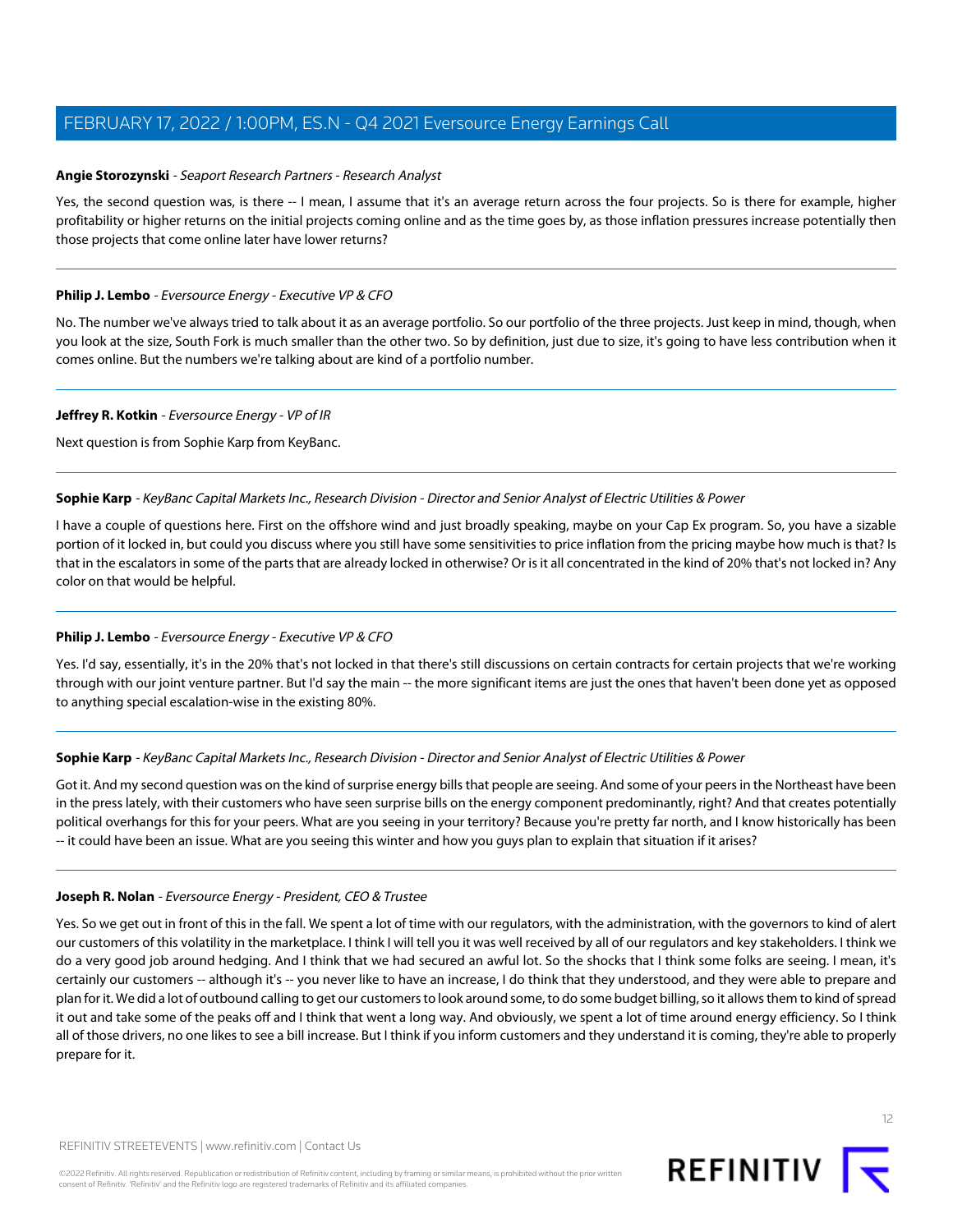**Angie Storozynski** - *Seaport Research Partners - Research Analyst*

Yes, the second question was, is there -- I mean, I assume that it's an average return across the four projects. So is there for example, higher profitability or higher returns on the initial projects coming online and as the time goes by, as those inflation pressures increase potentially then those projects that come online later have lower returns?

---

**Philip J. Lembo** - *Eversource Energy - Executive VP & CFO*

No. The number we've always tried to talk about it as an average portfolio. So our portfolio of the three projects. Just keep in mind, though, when you look at the size, South Fork is much smaller than the other two. So by definition, just due to size, it's going to have less contribution when it comes online. But the numbers we're talking about are kind of a portfolio number.

---

**Jeffrey R. Kotkin** - *Eversource Energy - VP of IR*

Next question is from Sophie Karp from KeyBanc.

---

**Sophie Karp** - *KeyBanc Capital Markets Inc., Research Division - Director and Senior Analyst of Electric Utilities & Power*

I have a couple of questions here. First on the offshore wind and just broadly speaking, maybe on your Cap Ex program. So, you have a sizable portion of it locked in, but could you discuss where you still have some sensitivities to price inflation from the pricing maybe how much is that? Is that in the escalators in some of the parts that are already locked in otherwise? Or is it all concentrated in the kind of 20% that's not locked in? Any color on that would be helpful.

---

**Philip J. Lembo** - *Eversource Energy - Executive VP & CFO*

Yes. I'd say, essentially, it's in the 20% that's not locked in that there's still discussions on certain contracts for certain projects that we're working through with our joint venture partner. But I'd say the main -- the more significant items are just the ones that haven't been done yet as opposed to anything special escalation-wise in the existing 80%.

---

**Sophie Karp** - *KeyBanc Capital Markets Inc., Research Division - Director and Senior Analyst of Electric Utilities & Power*

Got it. And my second question was on the kind of surprise energy bills that people are seeing. And some of your peers in the Northeast have been in the press lately, with their customers who have seen surprise bills on the energy component predominantly, right? And that creates potentially political overhangs for this for your peers. What are you seeing in your territory? Because you're pretty far north, and I know historically has been -- it could have been an issue. What are you seeing this winter and how you guys plan to explain that situation if it arises?

---

**Joseph R. Nolan** - *Eversource Energy - President, CEO & Trustee*

Yes. So we get out in front of this in the fall. We spent a lot of time with our regulators, with the administration, with the governors to kind of alert our customers of this volatility in the marketplace. I think I will tell you it was well received by all of our regulators and key stakeholders. I think we do a very good job around hedging. And I think that we had secured an awful lot. So the shocks that I think some folks are seeing. I mean, it's certainly our customers -- although it's -- you never like to have an increase, I do think that they understood, and they were able to prepare and plan for it. We did a lot of outbound calling to get our customers to look around some, to do some budget billing, so it allows them to kind of spread it out and take some of the peaks off and I think that went a long way. And obviously, we spent a lot of time around energy efficiency. So I think all of those drivers, no one likes to see a bill increase. But I think if you inform customers and they understand it is coming, they're able to properly prepare for it.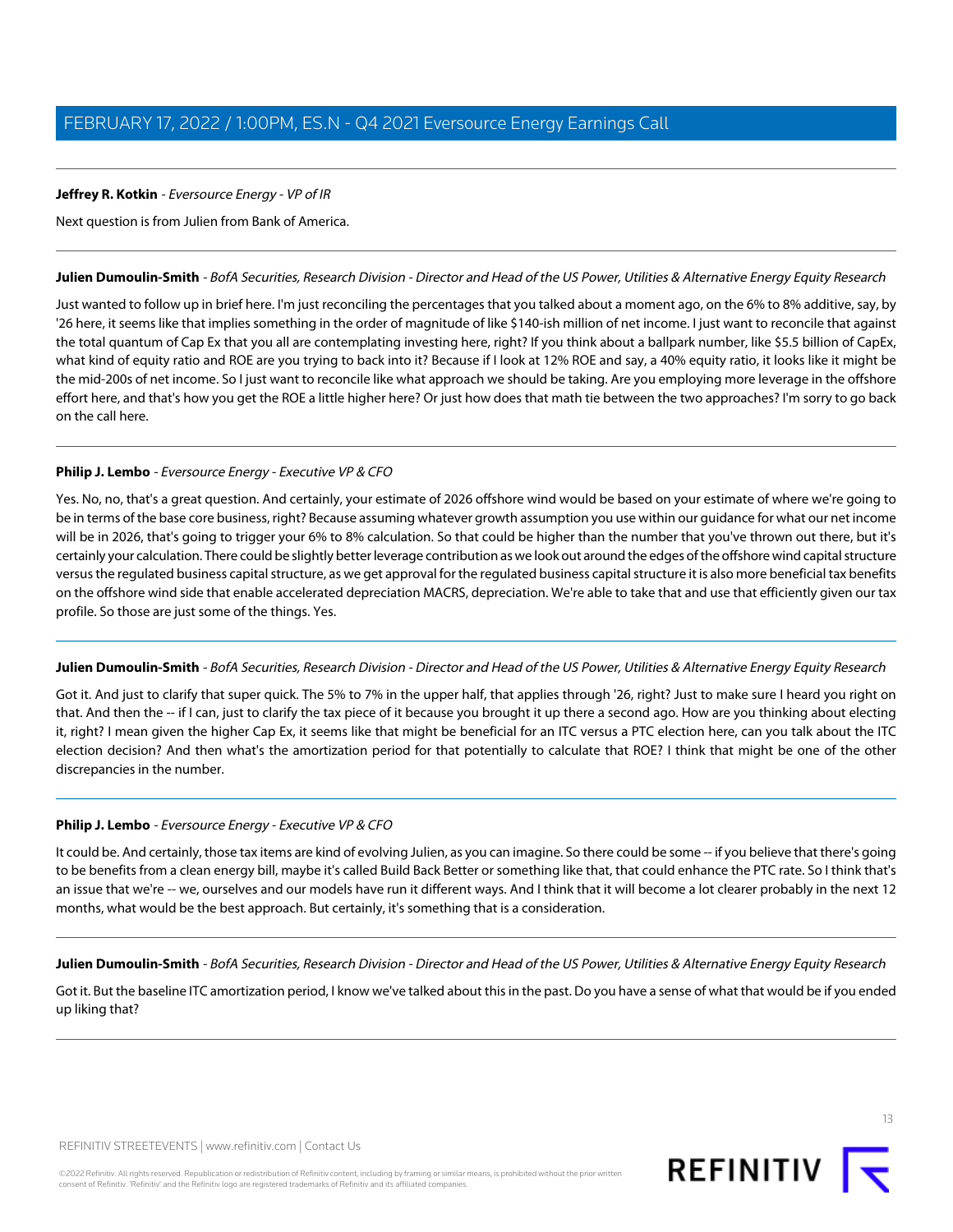**Jeffrey R. Kotkin** - *Eversource Energy - VP of IR*

Next question is from Julien from Bank of America.

---

**Julien Dumoulin-Smith** - *BofA Securities, Research Division - Director and Head of the US Power, Utilities & Alternative Energy Equity Research*

Just wanted to follow up in brief here. I'm just reconciling the percentages that you talked about a moment ago, on the 6% to 8% additive, say, by '26 here, it seems like that implies something in the order of magnitude of like $140-ish million of net income. I just want to reconcile that against the total quantum of Cap Ex that you all are contemplating investing here, right? If you think about a ballpark number, like $5.5 billion of CapEx, what kind of equity ratio and ROE are you trying to back into it? Because if I look at 12% ROE and say, a 40% equity ratio, it looks like it might be the mid-200s of net income. So I just want to reconcile like what approach we should be taking. Are you employing more leverage in the offshore effort here, and that's how you get the ROE a little higher here? Or just how does that math tie between the two approaches? I'm sorry to go back on the call here.

---

**Philip J. Lembo** - *Eversource Energy - Executive VP & CFO*

Yes. No, no, that's a great question. And certainly, your estimate of 2026 offshore wind would be based on your estimate of where we're going to be in terms of the base core business, right? Because assuming whatever growth assumption you use within our guidance for what our net income will be in 2026, that's going to trigger your 6% to 8% calculation. So that could be higher than the number that you've thrown out there, but it's certainly your calculation. There could be slightly better leverage contribution as we look out around the edges of the offshore wind capital structure versus the regulated business capital structure, as we get approval for the regulated business capital structure it is also more beneficial tax benefits on the offshore wind side that enable accelerated depreciation MACRS, depreciation. We're able to take that and use that efficiently given our tax profile. So those are just some of the things. Yes.

---

**Julien Dumoulin-Smith** - *BofA Securities, Research Division - Director and Head of the US Power, Utilities & Alternative Energy Equity Research*

Got it. And just to clarify that super quick. The 5% to 7% in the upper half, that applies through '26, right? Just to make sure I heard you right on that. And then the -- if I can, just to clarify the tax piece of it because you brought it up there a second ago. How are you thinking about electing it, right? I mean given the higher Cap Ex, it seems like that might be beneficial for an ITC versus a PTC election here, can you talk about the ITC election decision? And then what's the amortization period for that potentially to calculate that ROE? I think that might be one of the other discrepancies in the number.

---

**Philip J. Lembo** - *Eversource Energy - Executive VP & CFO*

It could be. And certainly, those tax items are kind of evolving Julien, as you can imagine. So there could be some -- if you believe that there's going to be benefits from a clean energy bill, maybe it's called Build Back Better or something like that, that could enhance the PTC rate. So I think that's an issue that we're -- we, ourselves and our models have run it different ways. And I think that it will become a lot clearer probably in the next 12 months, what would be the best approach. But certainly, it's something that is a consideration.

---

**Julien Dumoulin-Smith** - *BofA Securities, Research Division - Director and Head of the US Power, Utilities & Alternative Energy Equity Research*

Got it. But the baseline ITC amortization period, I know we've talked about this in the past. Do you have a sense of what that would be if you ended up liking that?

---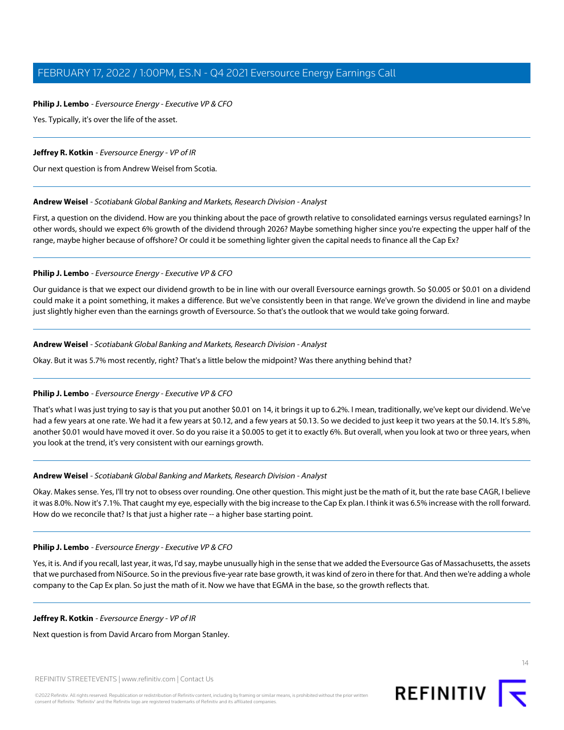**Philip J. Lembo** - *Eversource Energy - Executive VP & CFO*

Yes. Typically, it's over the life of the asset.

---

**Jeffrey R. Kotkin** - *Eversource Energy - VP of IR*

Our next question is from Andrew Weisel from Scotia.

---

**Andrew Weisel** - *Scotiabank Global Banking and Markets, Research Division - Analyst*

First, a question on the dividend. How are you thinking about the pace of growth relative to consolidated earnings versus regulated earnings? In other words, should we expect 6% growth of the dividend through 2026? Maybe something higher since you're expecting the upper half of the range, maybe higher because of offshore? Or could it be something lighter given the capital needs to finance all the Cap Ex?

---

**Philip J. Lembo** - *Eversource Energy - Executive VP & CFO*

Our guidance is that we expect our dividend growth to be in line with our overall Eversource earnings growth. So $0.005 or $0.01 on a dividend could make it a point something, it makes a difference. But we've consistently been in that range. We've grown the dividend in line and maybe just slightly higher even than the earnings growth of Eversource. So that's the outlook that we would take going forward.

---

**Andrew Weisel** - *Scotiabank Global Banking and Markets, Research Division - Analyst*

Okay. But it was 5.7% most recently, right? That's a little below the midpoint? Was there anything behind that?

---

**Philip J. Lembo** - *Eversource Energy - Executive VP & CFO*

That's what I was just trying to say is that you put another $0.01 on 14, it brings it up to 6.2%. I mean, traditionally, we've kept our dividend. We've had a few years at one rate. We had it a few years at $0.12, and a few years at $0.13. So we decided to just keep it two years at the $0.14. It's 5.8%, another $0.01 would have moved it over. So do you raise it a $0.005 to get it to exactly 6%. But overall, when you look at two or three years, when you look at the trend, it's very consistent with our earnings growth.

---

**Andrew Weisel** - *Scotiabank Global Banking and Markets, Research Division - Analyst*

Okay. Makes sense. Yes, I'll try not to obsess over rounding. One other question. This might just be the math of it, but the rate base CAGR, I believe it was 8.0%. Now it's 7.1%. That caught my eye, especially with the big increase to the Cap Ex plan. I think it was 6.5% increase with the roll forward. How do we reconcile that? Is that just a higher rate -- a higher base starting point.

---

**Philip J. Lembo** - *Eversource Energy - Executive VP & CFO*

Yes, it is. And if you recall, last year, it was, I'd say, maybe unusually high in the sense that we added the Eversource Gas of Massachusetts, the assets that we purchased from NiSource. So in the previous five-year rate base growth, it was kind of zero in there for that. And then we're adding a whole company to the Cap Ex plan. So just the math of it. Now we have that EGMA in the base, so the growth reflects that.

---

**Jeffrey R. Kotkin** - *Eversource Energy - VP of IR*

Next question is from David Arcaro from Morgan Stanley.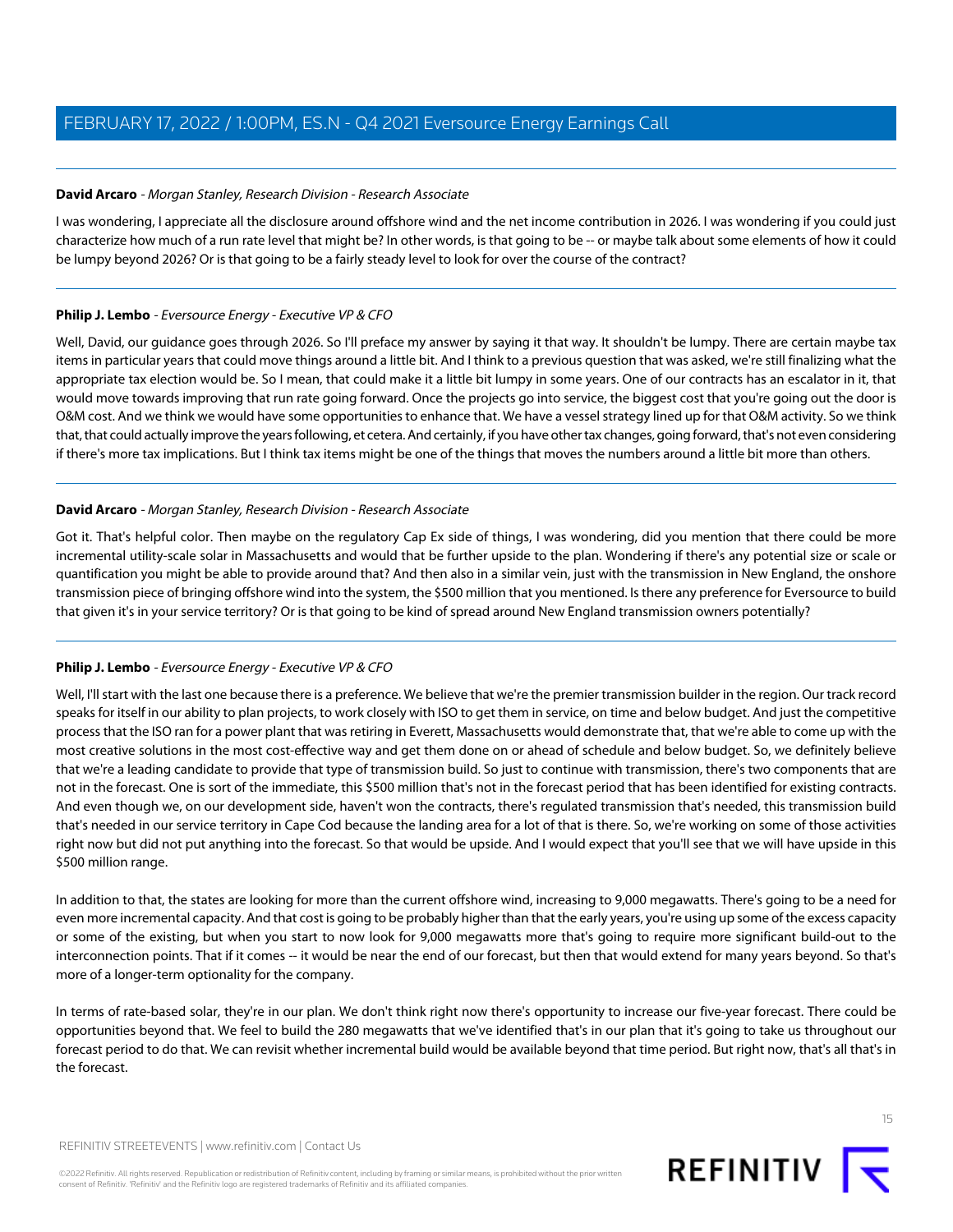**David Arcaro** - *Morgan Stanley, Research Division - Research Associate*

I was wondering, I appreciate all the disclosure around offshore wind and the net income contribution in 2026. I was wondering if you could just characterize how much of a run rate level that might be? In other words, is that going to be -- or maybe talk about some elements of how it could be lumpy beyond 2026? Or is that going to be a fairly steady level to look for over the course of the contract?

---

**Philip J. Lembo** - *Eversource Energy - Executive VP & CFO*

Well, David, our guidance goes through 2026. So I'll preface my answer by saying it that way. It shouldn't be lumpy. There are certain maybe tax items in particular years that could move things around a little bit. And I think to a previous question that was asked, we're still finalizing what the appropriate tax election would be. So I mean, that could make it a little bit lumpy in some years. One of our contracts has an escalator in it, that would move towards improving that run rate going forward. Once the projects go into service, the biggest cost that you're going out the door is O&M cost. And we think we would have some opportunities to enhance that. We have a vessel strategy lined up for that O&M activity. So we think that, that could actually improve the years following, et cetera. And certainly, if you have other tax changes, going forward, that's not even considering if there's more tax implications. But I think tax items might be one of the things that moves the numbers around a little bit more than others.

---

**David Arcaro** - *Morgan Stanley, Research Division - Research Associate*

Got it. That's helpful color. Then maybe on the regulatory Cap Ex side of things, I was wondering, did you mention that there could be more incremental utility-scale solar in Massachusetts and would that be further upside to the plan. Wondering if there's any potential size or scale or quantification you might be able to provide around that? And then also in a similar vein, just with the transmission in New England, the onshore transmission piece of bringing offshore wind into the system, the $500 million that you mentioned. Is there any preference for Eversource to build that given it's in your service territory? Or is that going to be kind of spread around New England transmission owners potentially?

---

**Philip J. Lembo** - *Eversource Energy - Executive VP & CFO*

Well, I'll start with the last one because there is a preference. We believe that we're the premier transmission builder in the region. Our track record speaks for itself in our ability to plan projects, to work closely with ISO to get them in service, on time and below budget. And just the competitive process that the ISO ran for a power plant that was retiring in Everett, Massachusetts would demonstrate that, that we're able to come up with the most creative solutions in the most cost-effective way and get them done on or ahead of schedule and below budget. So, we definitely believe that we're a leading candidate to provide that type of transmission build. So just to continue with transmission, there's two components that are not in the forecast. One is sort of the immediate, this $500 million that's not in the forecast period that has been identified for existing contracts. And even though we, on our development side, haven't won the contracts, there's regulated transmission that's needed, this transmission build that's needed in our service territory in Cape Cod because the landing area for a lot of that is there. So, we're working on some of those activities right now but did not put anything into the forecast. So that would be upside. And I would expect that you'll see that we will have upside in this $500 million range.

In addition to that, the states are looking for more than the current offshore wind, increasing to 9,000 megawatts. There's going to be a need for even more incremental capacity. And that cost is going to be probably higher than that the early years, you're using up some of the excess capacity or some of the existing, but when you start to now look for 9,000 megawatts more that's going to require more significant build-out to the interconnection points. That if it comes -- it would be near the end of our forecast, but then that would extend for many years beyond. So that's more of a longer-term optionality for the company.

In terms of rate-based solar, they're in our plan. We don't think right now there's opportunity to increase our five-year forecast. There could be opportunities beyond that. We feel to build the 280 megawatts that we've identified that's in our plan that it's going to take us throughout our forecast period to do that. We can revisit whether incremental build would be available beyond that time period. But right now, that's all that's in the forecast.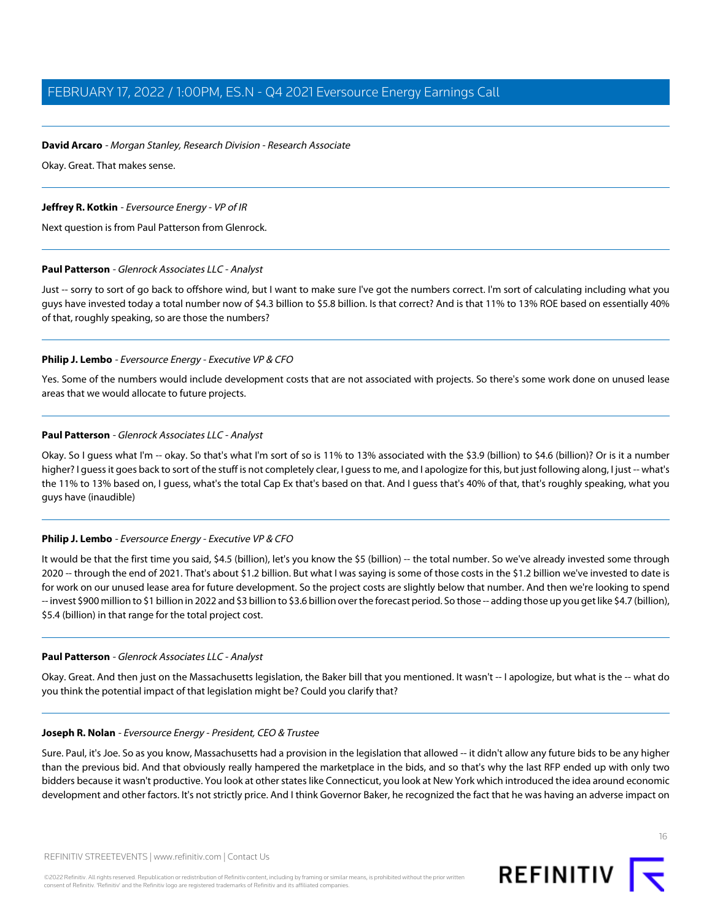**David Arcaro** - *Morgan Stanley, Research Division - Research Associate*

Okay. Great. That makes sense.

---

**Jeffrey R. Kotkin** - *Eversource Energy - VP of IR*

Next question is from Paul Patterson from Glenrock.

---

**Paul Patterson** - *Glenrock Associates LLC - Analyst*

Just -- sorry to sort of go back to offshore wind, but I want to make sure I've got the numbers correct. I'm sort of calculating including what you guys have invested today a total number now of $4.3 billion to $5.8 billion. Is that correct? And is that 11% to 13% ROE based on essentially 40% of that, roughly speaking, so are those the numbers?

---

**Philip J. Lembo** - *Eversource Energy - Executive VP & CFO*

Yes. Some of the numbers would include development costs that are not associated with projects. So there's some work done on unused lease areas that we would allocate to future projects.

---

**Paul Patterson** - *Glenrock Associates LLC - Analyst*

Okay. So I guess what I'm -- okay. So that's what I'm sort of so is 11% to 13% associated with the $3.9 (billion) to $4.6 (billion)? Or is it a number higher? I guess it goes back to sort of the stuff is not completely clear, I guess to me, and I apologize for this, but just following along, I just -- what's the 11% to 13% based on, I guess, what's the total Cap Ex that's based on that. And I guess that's 40% of that, that's roughly speaking, what you guys have (inaudible)

---

**Philip J. Lembo** - *Eversource Energy - Executive VP & CFO*

It would be that the first time you said, $4.5 (billion), let's you know the $5 (billion) -- the total number. So we've already invested some through 2020 -- through the end of 2021. That's about $1.2 billion. But what I was saying is some of those costs in the $1.2 billion we've invested to date is for work on our unused lease area for future development. So the project costs are slightly below that number. And then we're looking to spend -- invest $900 million to $1 billion in 2022 and $3 billion to $3.6 billion over the forecast period. So those -- adding those up you get like $4.7 (billion), $5.4 (billion) in that range for the total project cost.

---

**Paul Patterson** - *Glenrock Associates LLC - Analyst*

Okay. Great. And then just on the Massachusetts legislation, the Baker bill that you mentioned. It wasn't -- I apologize, but what is the -- what do you think the potential impact of that legislation might be? Could you clarify that?

---

**Joseph R. Nolan** - *Eversource Energy - President, CEO & Trustee*

Sure. Paul, it's Joe. So as you know, Massachusetts had a provision in the legislation that allowed -- it didn't allow any future bids to be any higher than the previous bid. And that obviously really hampered the marketplace in the bids, and so that's why the last RFP ended up with only two bidders because it wasn't productive. You look at other states like Connecticut, you look at New York which introduced the idea around economic development and other factors. It's not strictly price. And I think Governor Baker, he recognized the fact that he was having an adverse impact on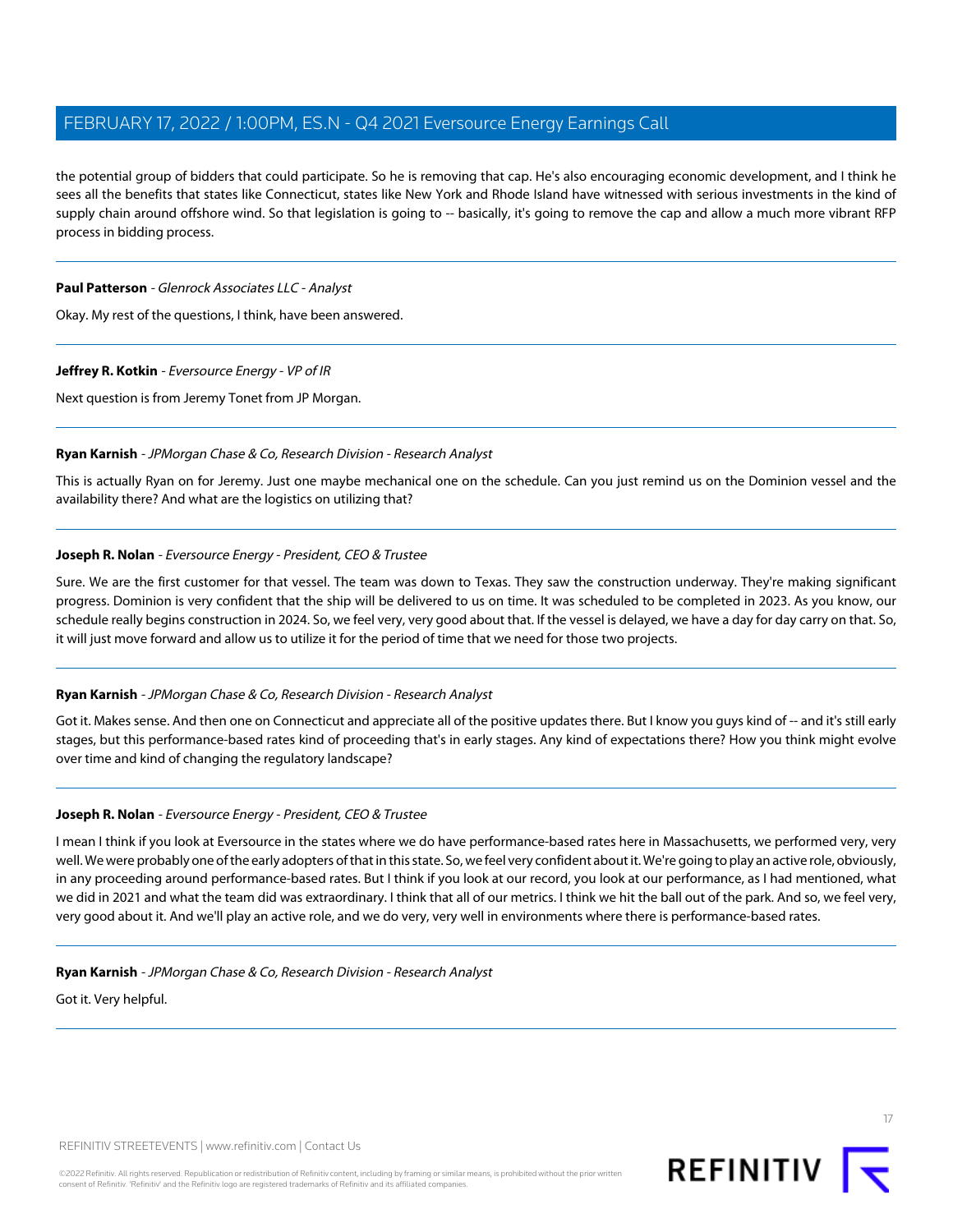the potential group of bidders that could participate. So he is removing that cap. He's also encouraging economic development, and I think he sees all the benefits that states like Connecticut, states like New York and Rhode Island have witnessed with serious investments in the kind of supply chain around offshore wind. So that legislation is going to -- basically, it's going to remove the cap and allow a much more vibrant RFP process in bidding process.

---

**Paul Patterson** - *Glenrock Associates LLC - Analyst*

Okay. My rest of the questions, I think, have been answered.

---

**Jeffrey R. Kotkin** - *Eversource Energy - VP of IR*

Next question is from Jeremy Tonet from JP Morgan.

---

**Ryan Karnish** - *JPMorgan Chase & Co, Research Division - Research Analyst*

This is actually Ryan on for Jeremy. Just one maybe mechanical one on the schedule. Can you just remind us on the Dominion vessel and the availability there? And what are the logistics on utilizing that?

---

**Joseph R. Nolan** - *Eversource Energy - President, CEO & Trustee*

Sure. We are the first customer for that vessel. The team was down to Texas. They saw the construction underway. They're making significant progress. Dominion is very confident that the ship will be delivered to us on time. It was scheduled to be completed in 2023. As you know, our schedule really begins construction in 2024. So, we feel very, very good about that. If the vessel is delayed, we have a day for day carry on that. So, it will just move forward and allow us to utilize it for the period of time that we need for those two projects.

---

**Ryan Karnish** - *JPMorgan Chase & Co, Research Division - Research Analyst*

Got it. Makes sense. And then one on Connecticut and appreciate all of the positive updates there. But I know you guys kind of -- and it's still early stages, but this performance-based rates kind of proceeding that's in early stages. Any kind of expectations there? How you think might evolve over time and kind of changing the regulatory landscape?

---

**Joseph R. Nolan** - *Eversource Energy - President, CEO & Trustee*

I mean I think if you look at Eversource in the states where we do have performance-based rates here in Massachusetts, we performed very, very well. We were probably one of the early adopters of that in this state. So, we feel very confident about it. We're going to play an active role, obviously, in any proceeding around performance-based rates. But I think if you look at our record, you look at our performance, as I had mentioned, what we did in 2021 and what the team did was extraordinary. I think that all of our metrics. I think we hit the ball out of the park. And so, we feel very, very good about it. And we'll play an active role, and we do very, very well in environments where there is performance-based rates.

---

**Ryan Karnish** - *JPMorgan Chase & Co, Research Division - Research Analyst*

Got it. Very helpful.

---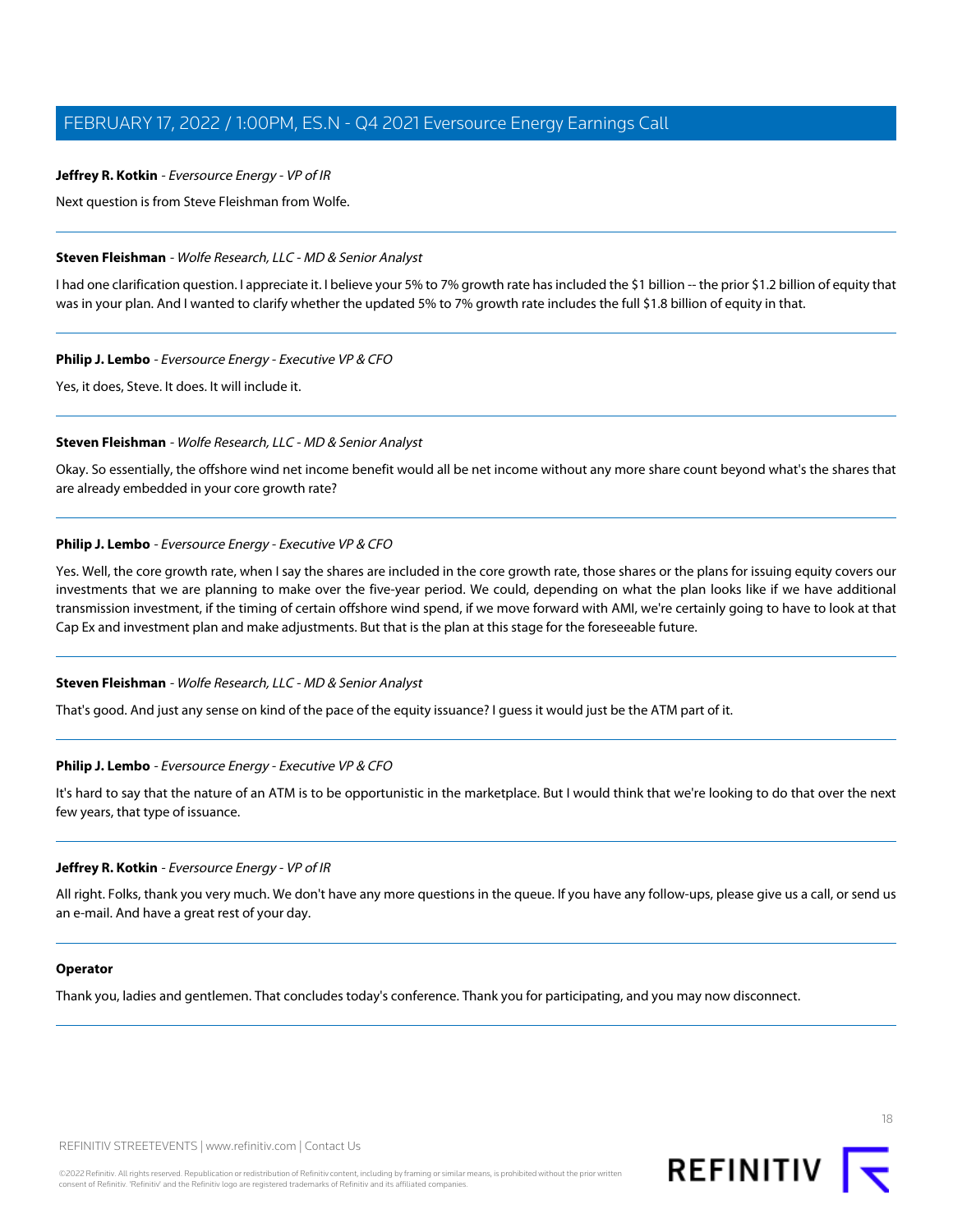**Jeffrey R. Kotkin** - *Eversource Energy - VP of IR*

Next question is from Steve Fleishman from Wolfe.

---

**Steven Fleishman** - *Wolfe Research, LLC - MD & Senior Analyst*

I had one clarification question. I appreciate it. I believe your 5% to 7% growth rate has included the $1 billion -- the prior $1.2 billion of equity that was in your plan. And I wanted to clarify whether the updated 5% to 7% growth rate includes the full $1.8 billion of equity in that.

---

**Philip J. Lembo** - *Eversource Energy - Executive VP & CFO*

Yes, it does, Steve. It does. It will include it.

---

**Steven Fleishman** - *Wolfe Research, LLC - MD & Senior Analyst*

Okay. So essentially, the offshore wind net income benefit would all be net income without any more share count beyond what's the shares that are already embedded in your core growth rate?

---

**Philip J. Lembo** - *Eversource Energy - Executive VP & CFO*

Yes. Well, the core growth rate, when I say the shares are included in the core growth rate, those shares or the plans for issuing equity covers our investments that we are planning to make over the five-year period. We could, depending on what the plan looks like if we have additional transmission investment, if the timing of certain offshore wind spend, if we move forward with AMI, we're certainly going to have to look at that Cap Ex and investment plan and make adjustments. But that is the plan at this stage for the foreseeable future.

---

**Steven Fleishman** - *Wolfe Research, LLC - MD & Senior Analyst*

That's good. And just any sense on kind of the pace of the equity issuance? I guess it would just be the ATM part of it.

---

**Philip J. Lembo** - *Eversource Energy - Executive VP & CFO*

It's hard to say that the nature of an ATM is to be opportunistic in the marketplace. But I would think that we're looking to do that over the next few years, that type of issuance.

---

**Jeffrey R. Kotkin** - *Eversource Energy - VP of IR*

All right. Folks, thank you very much. We don't have any more questions in the queue. If you have any follow-ups, please give us a call, or send us an e-mail. And have a great rest of your day.

---

**Operator**

Thank you, ladies and gentlemen. That concludes today's conference. Thank you for participating, and you may now disconnect.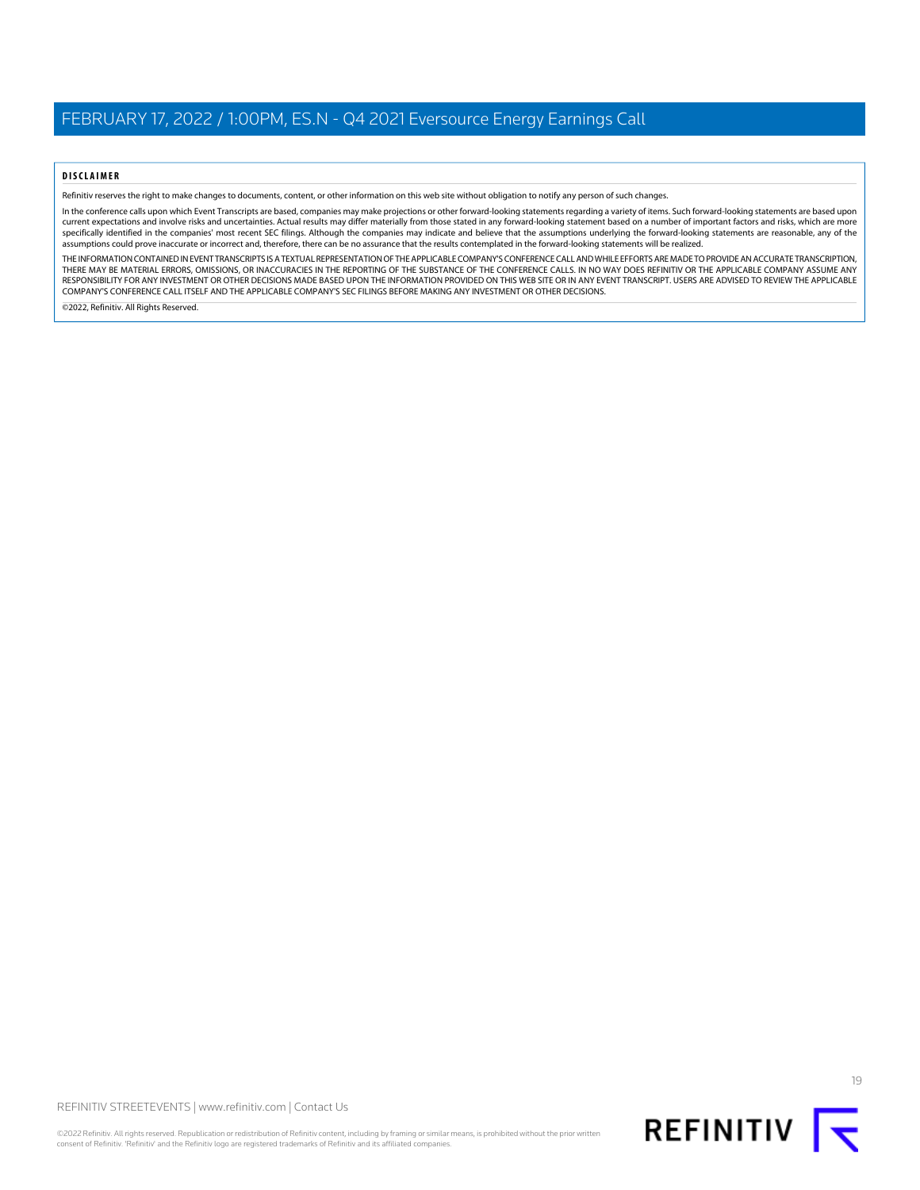## DISCLAIMER

Refinitiv reserves the right to make changes to documents, content, or other information on this web site without obligation to notify any person of such changes.

In the conference calls upon which Event Transcripts are based, companies may make projections or other forward-looking statements regarding a variety of items. Such forward-looking statements are based upon current expectations and involve risks and uncertainties. Actual results may differ materially from those stated in any forward-looking statement based on a number of important factors and risks, which are more specifically identified in the companies' most recent SEC filings. Although the companies may indicate and believe that the assumptions underlying the forward-looking statements are reasonable, any of the assumptions could prove inaccurate or incorrect and, therefore, there can be no assurance that the results contemplated in the forward-looking statements will be realized.

THE INFORMATION CONTAINED IN EVENT TRANSCRIPTS IS A TEXTUAL REPRESENTATION OF THE APPLICABLE COMPANY'S CONFERENCE CALL AND WHILE EFFORTS ARE MADE TO PROVIDE AN ACCURATE TRANSCRIPTION, THERE MAY BE MATERIAL ERRORS, OMISSIONS, OR INACCURACIES IN THE REPORTING OF THE SUBSTANCE OF THE CONFERENCE CALLS. IN NO WAY DOES REFINITIV OR THE APPLICABLE COMPANY ASSUME ANY RESPONSIBILITY FOR ANY INVESTMENT OR OTHER DECISIONS MADE BASED UPON THE INFORMATION PROVIDED ON THIS WEB SITE OR IN ANY EVENT TRANSCRIPT. USERS ARE ADVISED TO REVIEW THE APPLICABLE COMPANY'S CONFERENCE CALL ITSELF AND THE APPLICABLE COMPANY'S SEC FILINGS BEFORE MAKING ANY INVESTMENT OR OTHER DECISIONS.

©2022, Refinitiv. All Rights Reserved.